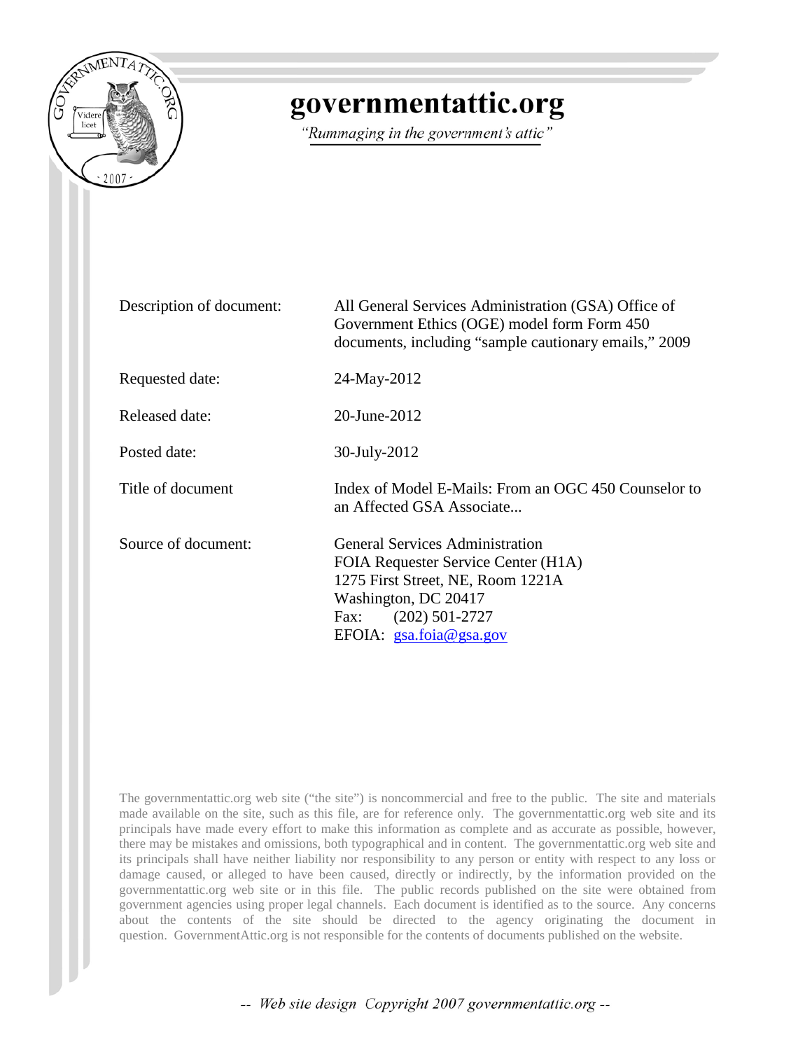# governmentattic.org

*"Rummaging in the government's attic"*

| | |
|---|---|
| Description of document: | All General Services Administration (GSA) Office of Government Ethics (OGE) model form Form 450 documents, including "sample cautionary emails," 2009 |
| Requested date: | 24-May-2012 |
| Released date: | 20-June-2012 |
| Posted date: | 30-July-2012 |
| Title of document | Index of Model E-Mails: From an OGC 450 Counselor to an Affected GSA Associate... |
| Source of document: | General Services Administration<br>FOIA Requester Service Center (H1A)<br>1275 First Street, NE, Room 1221A<br>Washington, DC 20417<br>Fax: (202) 501-2727<br>EFOIA: gsa.foia@gsa.gov |

The governmentattic.org web site ("the site") is noncommercial and free to the public. The site and materials made available on the site, such as this file, are for reference only. The governmentattic.org web site and its principals have made every effort to make this information as complete and as accurate as possible, however, there may be mistakes and omissions, both typographical and in content. The governmentattic.org web site and its principals shall have neither liability nor responsibility to any person or entity with respect to any loss or damage caused, or alleged to have been caused, directly or indirectly, by the information provided on the governmentattic.org web site or in this file. The public records published on the site were obtained from government agencies using proper legal channels. Each document is identified as to the source. Any concerns about the contents of the site should be directed to the agency originating the document in question. GovernmentAttic.org is not responsible for the contents of documents published on the website.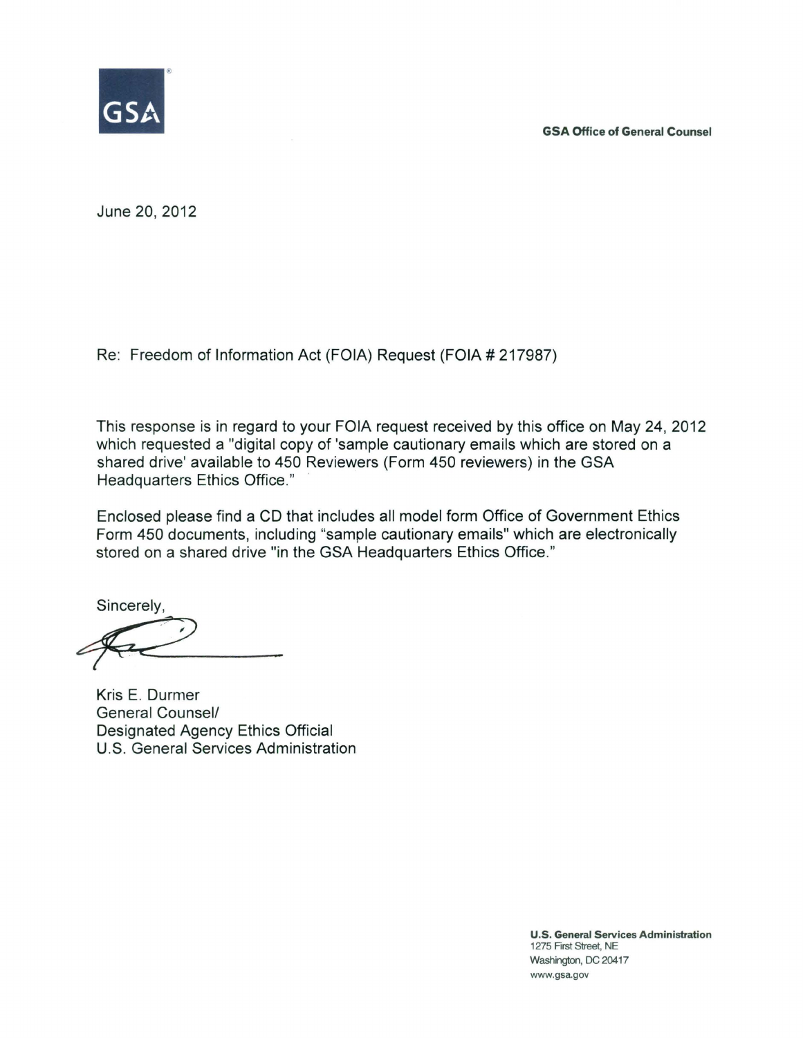GSA

**GSA Office of General Counsel**

June 20, 2012

Re: Freedom of Information Act (FOIA) Request (FOIA # 217987)

This response is in regard to your FOIA request received by this office on May 24, 2012 which requested a "digital copy of 'sample cautionary emails which are stored on a shared drive' available to 450 Reviewers (Form 450 reviewers) in the GSA Headquarters Ethics Office."

Enclosed please find a CD that includes all model form Office of Government Ethics Form 450 documents, including "sample cautionary emails" which are electronically stored on a shared drive "in the GSA Headquarters Ethics Office."

Sincerely,

Kris E. Durmer
General Counsel/
Designated Agency Ethics Official
U.S. General Services Administration

**U.S. General Services Administration**
1275 First Street, NE
Washington, DC 20417
www.gsa.gov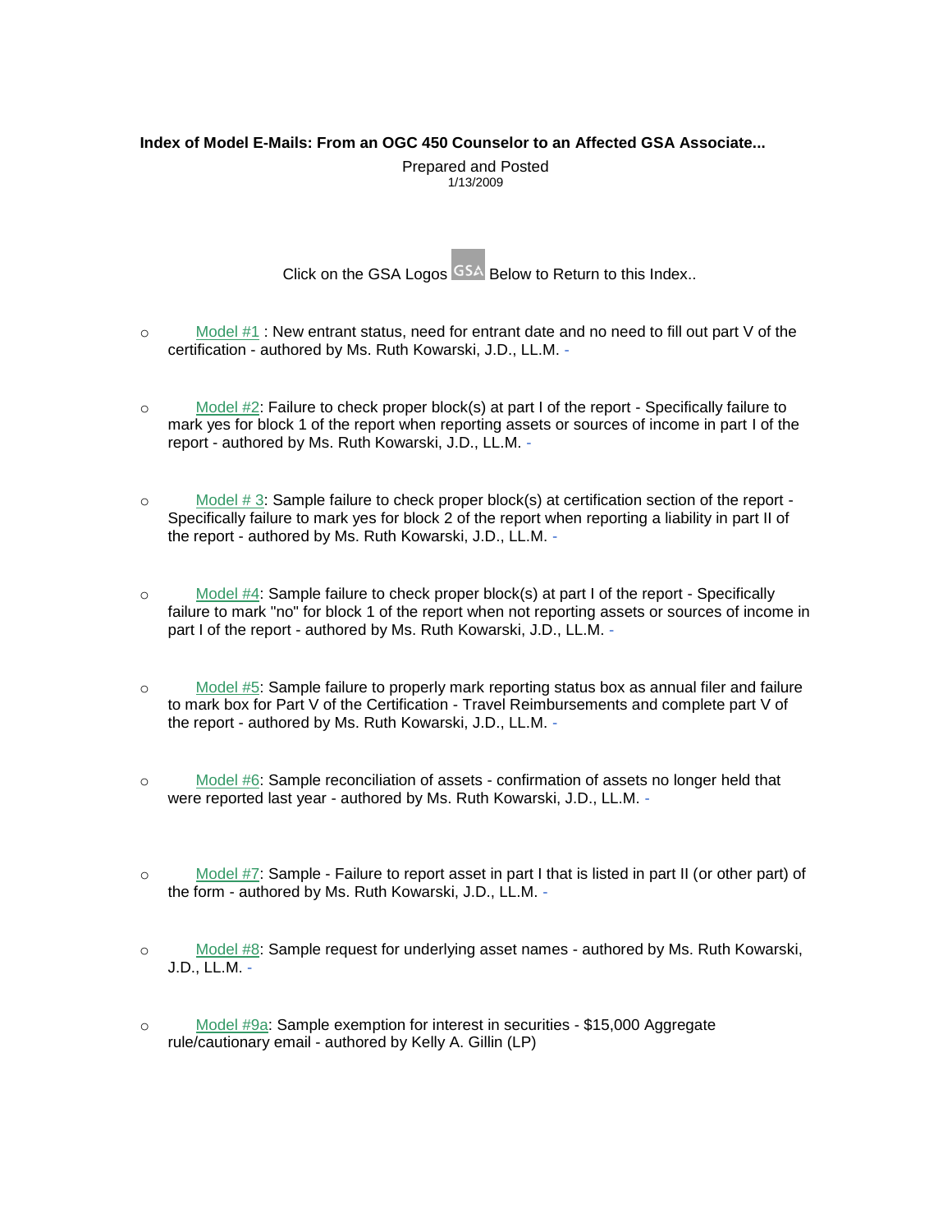**Index of Model E-Mails: From an OGC 450 Counselor to an Affected GSA Associate...**

Prepared and Posted
1/13/2009

Click on the GSA Logos GSA Below to Return to this Index..

- Model #1 : New entrant status, need for entrant date and no need to fill out part V of the certification - authored by Ms. Ruth Kowarski, J.D., LL.M. -

- Model #2: Failure to check proper block(s) at part I of the report - Specifically failure to mark yes for block 1 of the report when reporting assets or sources of income in part I of the report - authored by Ms. Ruth Kowarski, J.D., LL.M. -

- Model # 3: Sample failure to check proper block(s) at certification section of the report - Specifically failure to mark yes for block 2 of the report when reporting a liability in part II of the report - authored by Ms. Ruth Kowarski, J.D., LL.M. -

- Model #4: Sample failure to check proper block(s) at part I of the report - Specifically failure to mark "no" for block 1 of the report when not reporting assets or sources of income in part I of the report - authored by Ms. Ruth Kowarski, J.D., LL.M. -

- Model #5: Sample failure to properly mark reporting status box as annual filer and failure to mark box for Part V of the Certification - Travel Reimbursements and complete part V of the report - authored by Ms. Ruth Kowarski, J.D., LL.M. -

- Model #6: Sample reconciliation of assets - confirmation of assets no longer held that were reported last year - authored by Ms. Ruth Kowarski, J.D., LL.M. -

- Model #7: Sample - Failure to report asset in part I that is listed in part II (or other part) of the form - authored by Ms. Ruth Kowarski, J.D., LL.M. -

- Model #8: Sample request for underlying asset names - authored by Ms. Ruth Kowarski, J.D., LL.M. -

- Model #9a: Sample exemption for interest in securities - $15,000 Aggregate rule/cautionary email - authored by Kelly A. Gillin (LP)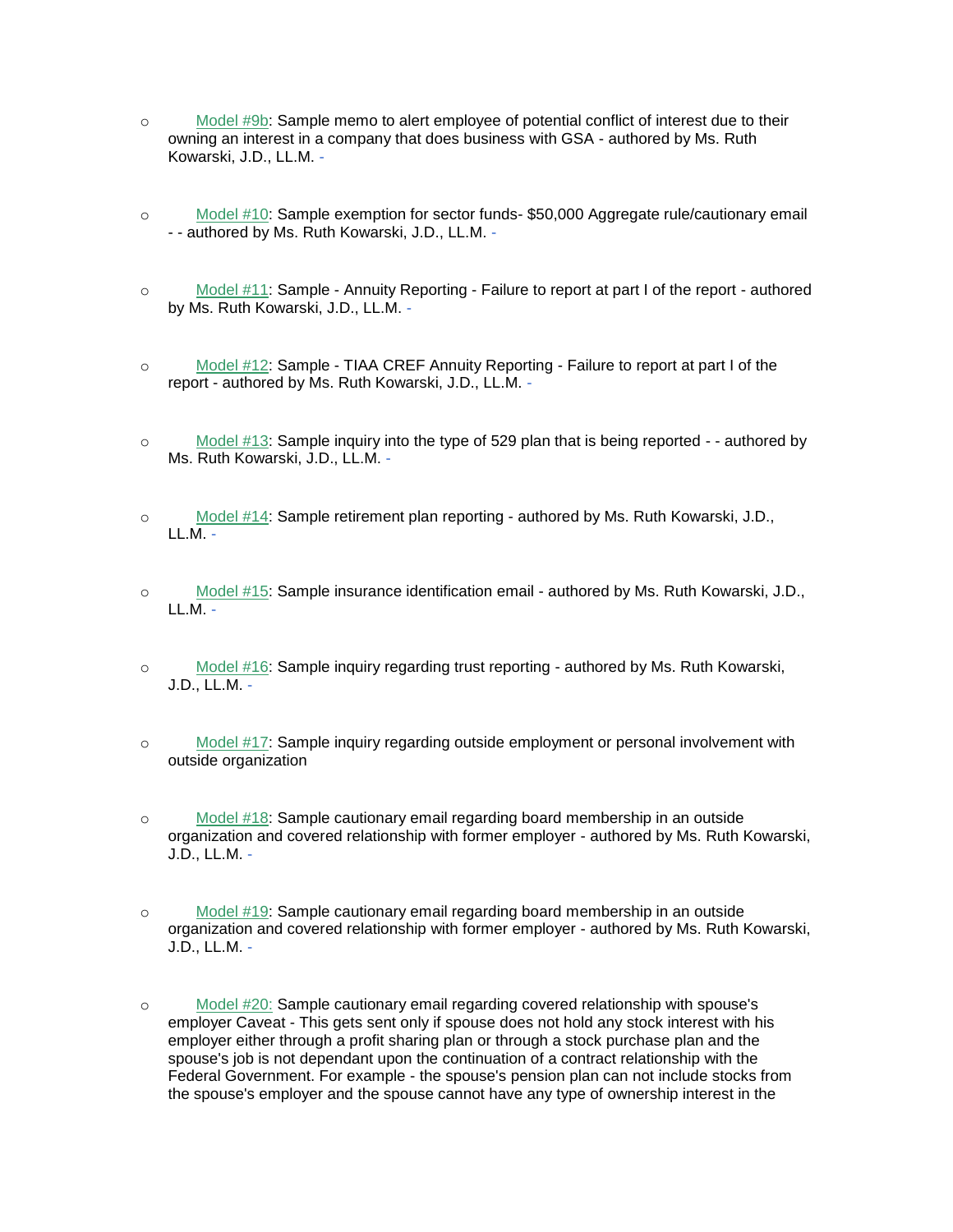- Model #9b: Sample memo to alert employee of potential conflict of interest due to their owning an interest in a company that does business with GSA - authored by Ms. Ruth Kowarski, J.D., LL.M. -

- Model #10: Sample exemption for sector funds- $50,000 Aggregate rule/cautionary email - - authored by Ms. Ruth Kowarski, J.D., LL.M. -

- Model #11: Sample - Annuity Reporting - Failure to report at part I of the report - authored by Ms. Ruth Kowarski, J.D., LL.M. -

- Model #12: Sample - TIAA CREF Annuity Reporting - Failure to report at part I of the report - authored by Ms. Ruth Kowarski, J.D., LL.M. -

- Model #13: Sample inquiry into the type of 529 plan that is being reported - - authored by Ms. Ruth Kowarski, J.D., LL.M. -

- Model #14: Sample retirement plan reporting - authored by Ms. Ruth Kowarski, J.D., LL.M. -

- Model #15: Sample insurance identification email - authored by Ms. Ruth Kowarski, J.D., LL.M. -

- Model #16: Sample inquiry regarding trust reporting - authored by Ms. Ruth Kowarski, J.D., LL.M. -

- Model #17: Sample inquiry regarding outside employment or personal involvement with outside organization

- Model #18: Sample cautionary email regarding board membership in an outside organization and covered relationship with former employer - authored by Ms. Ruth Kowarski, J.D., LL.M. -

- Model #19: Sample cautionary email regarding board membership in an outside organization and covered relationship with former employer - authored by Ms. Ruth Kowarski, J.D., LL.M. -

- Model #20: Sample cautionary email regarding covered relationship with spouse's employer Caveat - This gets sent only if spouse does not hold any stock interest with his employer either through a profit sharing plan or through a stock purchase plan and the spouse's job is not dependant upon the continuation of a contract relationship with the Federal Government. For example - the spouse's pension plan can not include stocks from the spouse's employer and the spouse cannot have any type of ownership interest in the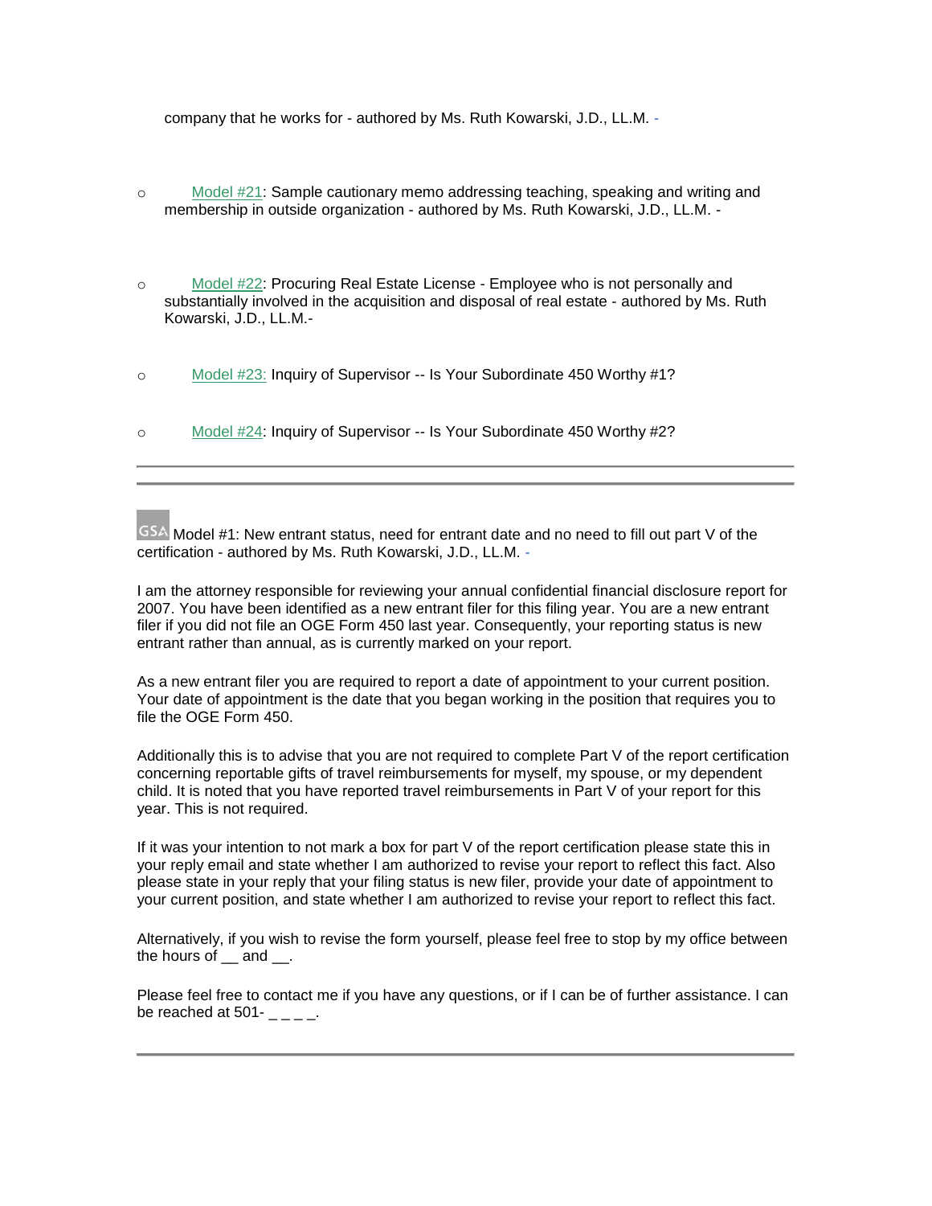company that he works for - authored by Ms. Ruth Kowarski, J.D., LL.M. -

- Model #21: Sample cautionary memo addressing teaching, speaking and writing and membership in outside organization - authored by Ms. Ruth Kowarski, J.D., LL.M. -
- Model #22: Procuring Real Estate License - Employee who is not personally and substantially involved in the acquisition and disposal of real estate - authored by Ms. Ruth Kowarski, J.D., LL.M.-
- Model #23: Inquiry of Supervisor -- Is Your Subordinate 450 Worthy #1?
- Model #24: Inquiry of Supervisor -- Is Your Subordinate 450 Worthy #2?

---

---

GSA Model #1: New entrant status, need for entrant date and no need to fill out part V of the certification - authored by Ms. Ruth Kowarski, J.D., LL.M. -

I am the attorney responsible for reviewing your annual confidential financial disclosure report for 2007. You have been identified as a new entrant filer for this filing year. You are a new entrant filer if you did not file an OGE Form 450 last year. Consequently, your reporting status is new entrant rather than annual, as is currently marked on your report.

As a new entrant filer you are required to report a date of appointment to your current position. Your date of appointment is the date that you began working in the position that requires you to file the OGE Form 450.

Additionally this is to advise that you are not required to complete Part V of the report certification concerning reportable gifts of travel reimbursements for myself, my spouse, or my dependent child. It is noted that you have reported travel reimbursements in Part V of your report for this year. This is not required.

If it was your intention to not mark a box for part V of the report certification please state this in your reply email and state whether I am authorized to revise your report to reflect this fact. Also please state in your reply that your filing status is new filer, provide your date of appointment to your current position, and state whether I am authorized to revise your report to reflect this fact.

Alternatively, if you wish to revise the form yourself, please feel free to stop by my office between the hours of __ and __.

Please feel free to contact me if you have any questions, or if I can be of further assistance. I can be reached at 501- _ _ _ _.

---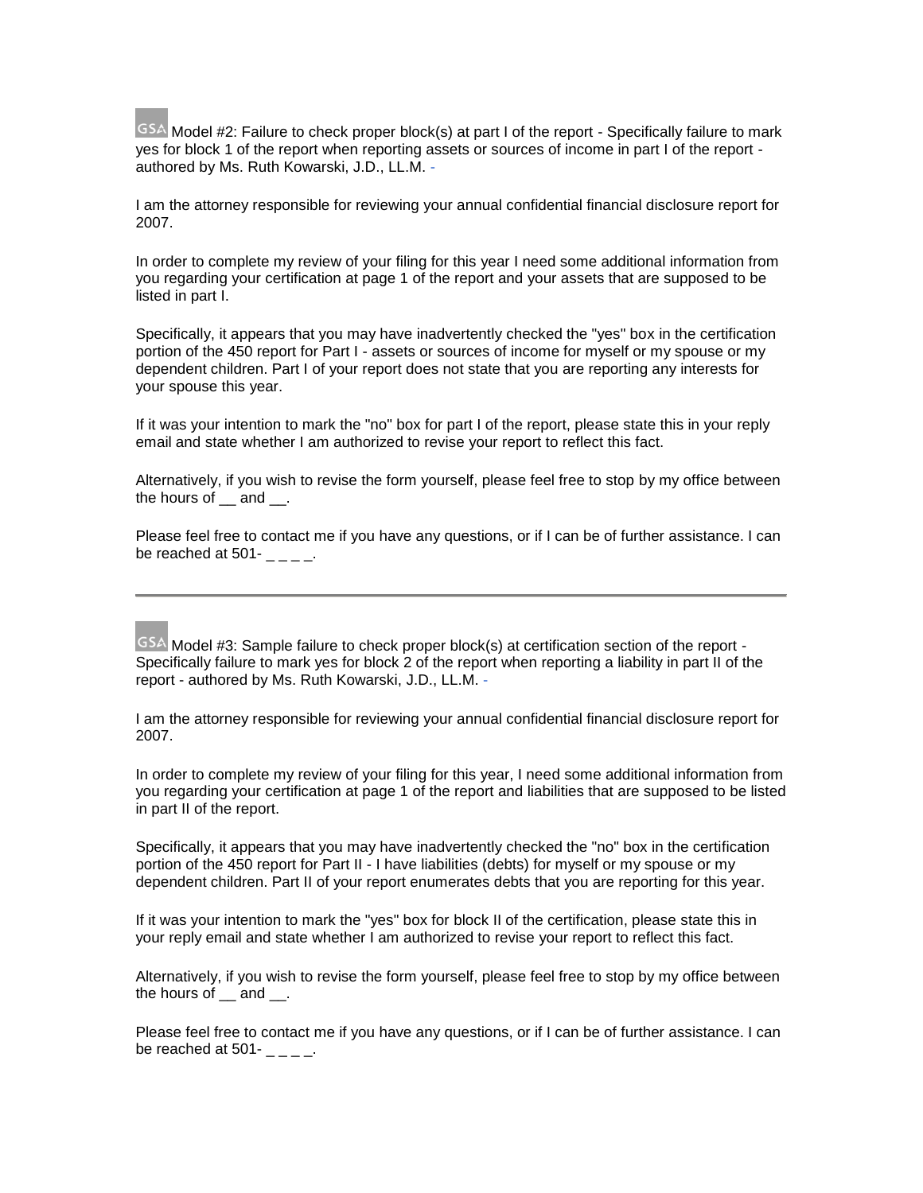GSA Model #2: Failure to check proper block(s) at part I of the report - Specifically failure to mark yes for block 1 of the report when reporting assets or sources of income in part I of the report - authored by Ms. Ruth Kowarski, J.D., LL.M. -

I am the attorney responsible for reviewing your annual confidential financial disclosure report for 2007.

In order to complete my review of your filing for this year I need some additional information from you regarding your certification at page 1 of the report and your assets that are supposed to be listed in part I.

Specifically, it appears that you may have inadvertently checked the "yes" box in the certification portion of the 450 report for Part I - assets or sources of income for myself or my spouse or my dependent children. Part I of your report does not state that you are reporting any interests for your spouse this year.

If it was your intention to mark the "no" box for part I of the report, please state this in your reply email and state whether I am authorized to revise your report to reflect this fact.

Alternatively, if you wish to revise the form yourself, please feel free to stop by my office between the hours of __ and __.

Please feel free to contact me if you have any questions, or if I can be of further assistance. I can be reached at 501- _ _ _ _.

---

GSA Model #3: Sample failure to check proper block(s) at certification section of the report - Specifically failure to mark yes for block 2 of the report when reporting a liability in part II of the report - authored by Ms. Ruth Kowarski, J.D., LL.M. -

I am the attorney responsible for reviewing your annual confidential financial disclosure report for 2007.

In order to complete my review of your filing for this year, I need some additional information from you regarding your certification at page 1 of the report and liabilities that are supposed to be listed in part II of the report.

Specifically, it appears that you may have inadvertently checked the "no" box in the certification portion of the 450 report for Part II - I have liabilities (debts) for myself or my spouse or my dependent children. Part II of your report enumerates debts that you are reporting for this year.

If it was your intention to mark the "yes" box for block II of the certification, please state this in your reply email and state whether I am authorized to revise your report to reflect this fact.

Alternatively, if you wish to revise the form yourself, please feel free to stop by my office between the hours of __ and __.

Please feel free to contact me if you have any questions, or if I can be of further assistance. I can be reached at 501- _ _ _ _.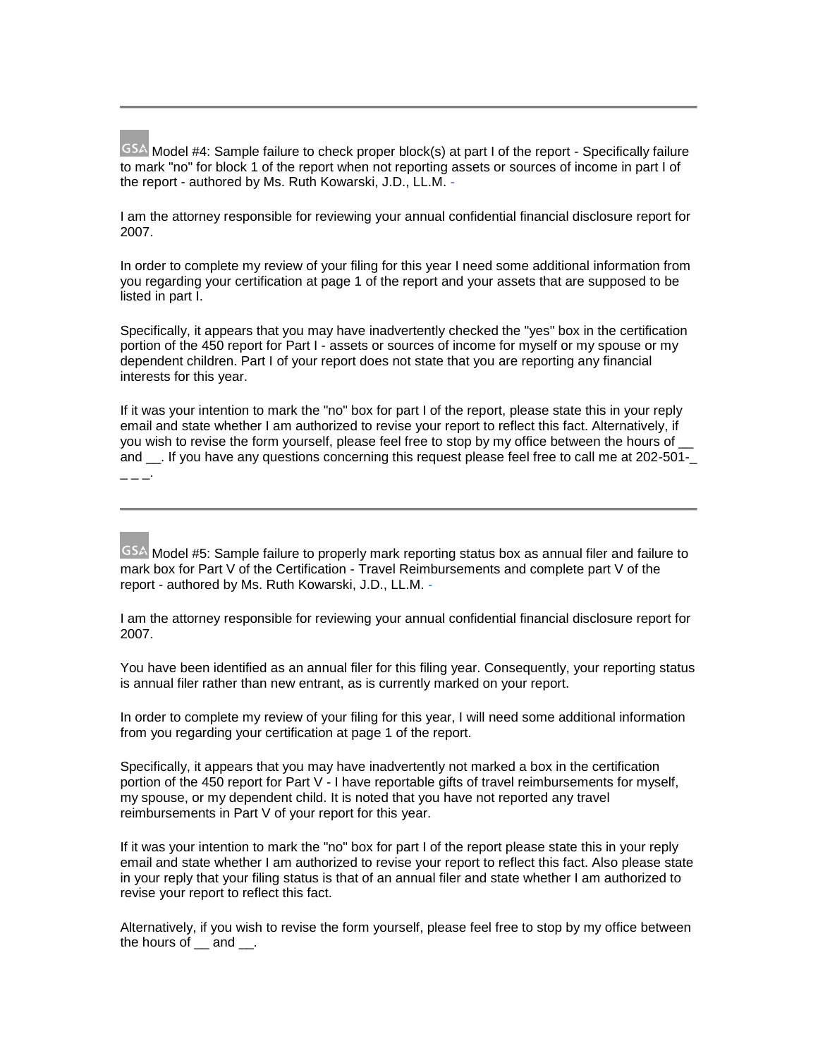---

GSA Model #4: Sample failure to check proper block(s) at part I of the report - Specifically failure to mark "no" for block 1 of the report when not reporting assets or sources of income in part I of the report - authored by Ms. Ruth Kowarski, J.D., LL.M. -

I am the attorney responsible for reviewing your annual confidential financial disclosure report for 2007.

In order to complete my review of your filing for this year I need some additional information from you regarding your certification at page 1 of the report and your assets that are supposed to be listed in part I.

Specifically, it appears that you may have inadvertently checked the "yes" box in the certification portion of the 450 report for Part I - assets or sources of income for myself or my spouse or my dependent children. Part I of your report does not state that you are reporting any financial interests for this year.

If it was your intention to mark the "no" box for part I of the report, please state this in your reply email and state whether I am authorized to revise your report to reflect this fact. Alternatively, if you wish to revise the form yourself, please feel free to stop by my office between the hours of __ and __. If you have any questions concerning this request please feel free to call me at 202-501-_ _ _ _.

---

GSA Model #5: Sample failure to properly mark reporting status box as annual filer and failure to mark box for Part V of the Certification - Travel Reimbursements and complete part V of the report - authored by Ms. Ruth Kowarski, J.D., LL.M. -

I am the attorney responsible for reviewing your annual confidential financial disclosure report for 2007.

You have been identified as an annual filer for this filing year. Consequently, your reporting status is annual filer rather than new entrant, as is currently marked on your report.

In order to complete my review of your filing for this year, I will need some additional information from you regarding your certification at page 1 of the report.

Specifically, it appears that you may have inadvertently not marked a box in the certification portion of the 450 report for Part V - I have reportable gifts of travel reimbursements for myself, my spouse, or my dependent child. It is noted that you have not reported any travel reimbursements in Part V of your report for this year.

If it was your intention to mark the "no" box for part I of the report please state this in your reply email and state whether I am authorized to revise your report to reflect this fact. Also please state in your reply that your filing status is that of an annual filer and state whether I am authorized to revise your report to reflect this fact.

Alternatively, if you wish to revise the form yourself, please feel free to stop by my office between the hours of __ and __.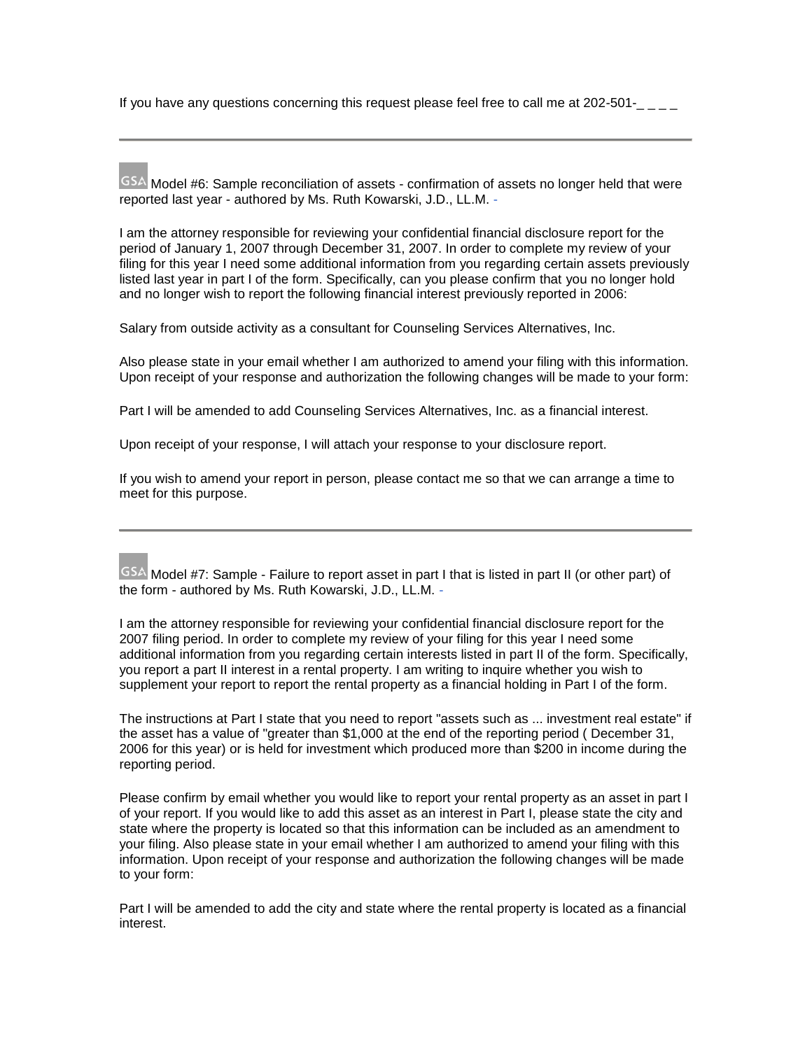If you have any questions concerning this request please feel free to call me at 202-501-_ _ _ _

---

GSA Model #6: Sample reconciliation of assets - confirmation of assets no longer held that were reported last year - authored by Ms. Ruth Kowarski, J.D., LL.M. -

I am the attorney responsible for reviewing your confidential financial disclosure report for the period of January 1, 2007 through December 31, 2007. In order to complete my review of your filing for this year I need some additional information from you regarding certain assets previously listed last year in part I of the form. Specifically, can you please confirm that you no longer hold and no longer wish to report the following financial interest previously reported in 2006:

Salary from outside activity as a consultant for Counseling Services Alternatives, Inc.

Also please state in your email whether I am authorized to amend your filing with this information. Upon receipt of your response and authorization the following changes will be made to your form:

Part I will be amended to add Counseling Services Alternatives, Inc. as a financial interest.

Upon receipt of your response, I will attach your response to your disclosure report.

If you wish to amend your report in person, please contact me so that we can arrange a time to meet for this purpose.

---

GSA Model #7: Sample - Failure to report asset in part I that is listed in part II (or other part) of the form - authored by Ms. Ruth Kowarski, J.D., LL.M. -

I am the attorney responsible for reviewing your confidential financial disclosure report for the 2007 filing period. In order to complete my review of your filing for this year I need some additional information from you regarding certain interests listed in part II of the form. Specifically, you report a part II interest in a rental property. I am writing to inquire whether you wish to supplement your report to report the rental property as a financial holding in Part I of the form.

The instructions at Part I state that you need to report "assets such as ... investment real estate" if the asset has a value of "greater than $1,000 at the end of the reporting period ( December 31, 2006 for this year) or is held for investment which produced more than $200 in income during the reporting period.

Please confirm by email whether you would like to report your rental property as an asset in part I of your report. If you would like to add this asset as an interest in Part I, please state the city and state where the property is located so that this information can be included as an amendment to your filing. Also please state in your email whether I am authorized to amend your filing with this information. Upon receipt of your response and authorization the following changes will be made to your form:

Part I will be amended to add the city and state where the rental property is located as a financial interest.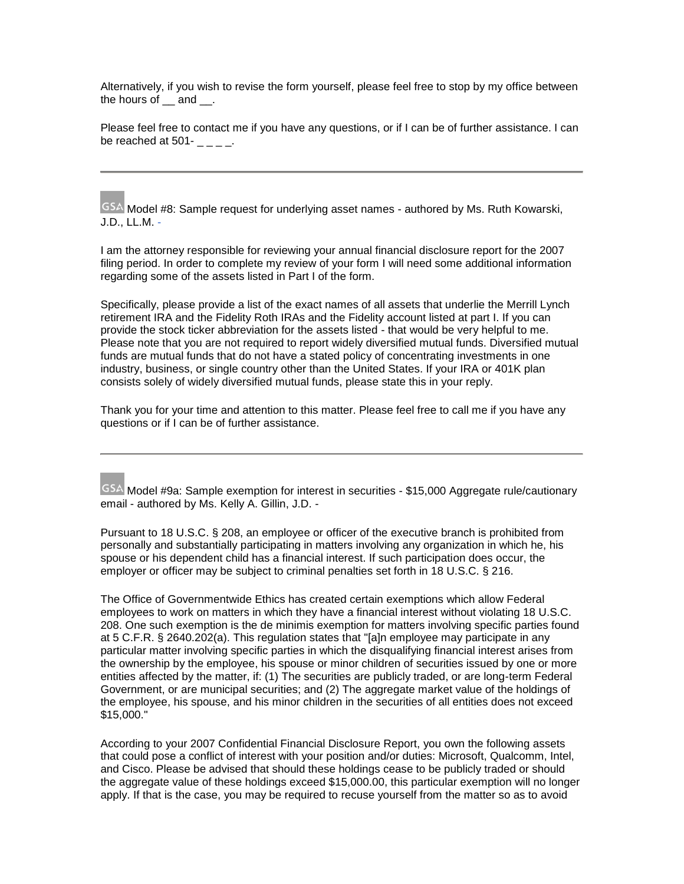Alternatively, if you wish to revise the form yourself, please feel free to stop by my office between the hours of __ and __.

Please feel free to contact me if you have any questions, or if I can be of further assistance. I can be reached at 501- _ _ _ _.

---

GSA Model #8: Sample request for underlying asset names - authored by Ms. Ruth Kowarski, J.D., LL.M. -

I am the attorney responsible for reviewing your annual financial disclosure report for the 2007 filing period. In order to complete my review of your form I will need some additional information regarding some of the assets listed in Part I of the form.

Specifically, please provide a list of the exact names of all assets that underlie the Merrill Lynch retirement IRA and the Fidelity Roth IRAs and the Fidelity account listed at part I. If you can provide the stock ticker abbreviation for the assets listed - that would be very helpful to me. Please note that you are not required to report widely diversified mutual funds. Diversified mutual funds are mutual funds that do not have a stated policy of concentrating investments in one industry, business, or single country other than the United States. If your IRA or 401K plan consists solely of widely diversified mutual funds, please state this in your reply.

Thank you for your time and attention to this matter. Please feel free to call me if you have any questions or if I can be of further assistance.

---

GSA Model #9a: Sample exemption for interest in securities - $15,000 Aggregate rule/cautionary email - authored by Ms. Kelly A. Gillin, J.D. -

Pursuant to 18 U.S.C. § 208, an employee or officer of the executive branch is prohibited from personally and substantially participating in matters involving any organization in which he, his spouse or his dependent child has a financial interest. If such participation does occur, the employer or officer may be subject to criminal penalties set forth in 18 U.S.C. § 216.

The Office of Governmentwide Ethics has created certain exemptions which allow Federal employees to work on matters in which they have a financial interest without violating 18 U.S.C. 208. One such exemption is the de minimis exemption for matters involving specific parties found at 5 C.F.R. § 2640.202(a). This regulation states that "[a]n employee may participate in any particular matter involving specific parties in which the disqualifying financial interest arises from the ownership by the employee, his spouse or minor children of securities issued by one or more entities affected by the matter, if: (1) The securities are publicly traded, or are long-term Federal Government, or are municipal securities; and (2) The aggregate market value of the holdings of the employee, his spouse, and his minor children in the securities of all entities does not exceed $15,000."

According to your 2007 Confidential Financial Disclosure Report, you own the following assets that could pose a conflict of interest with your position and/or duties: Microsoft, Qualcomm, Intel, and Cisco. Please be advised that should these holdings cease to be publicly traded or should the aggregate value of these holdings exceed $15,000.00, this particular exemption will no longer apply. If that is the case, you may be required to recuse yourself from the matter so as to avoid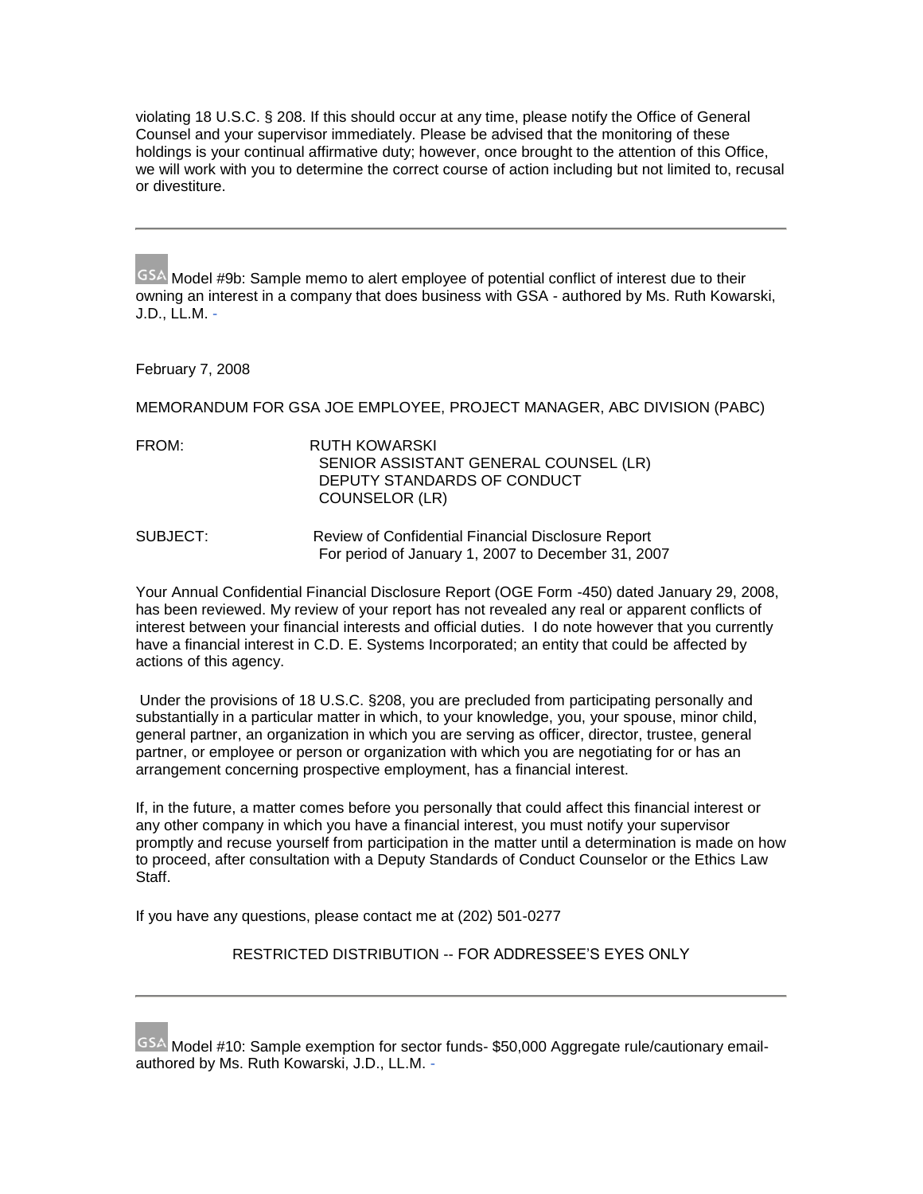violating 18 U.S.C. § 208. If this should occur at any time, please notify the Office of General Counsel and your supervisor immediately. Please be advised that the monitoring of these holdings is your continual affirmative duty; however, once brought to the attention of this Office, we will work with you to determine the correct course of action including but not limited to, recusal or divestiture.

---

Model #9b: Sample memo to alert employee of potential conflict of interest due to their owning an interest in a company that does business with GSA - authored by Ms. Ruth Kowarski, J.D., LL.M. -

February 7, 2008

MEMORANDUM FOR GSA JOE EMPLOYEE, PROJECT MANAGER, ABC DIVISION (PABC)

FROM: RUTH KOWARSKI
SENIOR ASSISTANT GENERAL COUNSEL (LR)
DEPUTY STANDARDS OF CONDUCT COUNSELOR (LR)

SUBJECT: Review of Confidential Financial Disclosure Report
For period of January 1, 2007 to December 31, 2007

Your Annual Confidential Financial Disclosure Report (OGE Form -450) dated January 29, 2008, has been reviewed. My review of your report has not revealed any real or apparent conflicts of interest between your financial interests and official duties. I do note however that you currently have a financial interest in C.D. E. Systems Incorporated; an entity that could be affected by actions of this agency.

Under the provisions of 18 U.S.C. §208, you are precluded from participating personally and substantially in a particular matter in which, to your knowledge, you, your spouse, minor child, general partner, an organization in which you are serving as officer, director, trustee, general partner, or employee or person or organization with which you are negotiating for or has an arrangement concerning prospective employment, has a financial interest.

If, in the future, a matter comes before you personally that could affect this financial interest or any other company in which you have a financial interest, you must notify your supervisor promptly and recuse yourself from participation in the matter until a determination is made on how to proceed, after consultation with a Deputy Standards of Conduct Counselor or the Ethics Law Staff.

If you have any questions, please contact me at (202) 501-0277

RESTRICTED DISTRIBUTION -- FOR ADDRESSEE'S EYES ONLY

---

Model #10: Sample exemption for sector funds- $50,000 Aggregate rule/cautionary email- authored by Ms. Ruth Kowarski, J.D., LL.M. -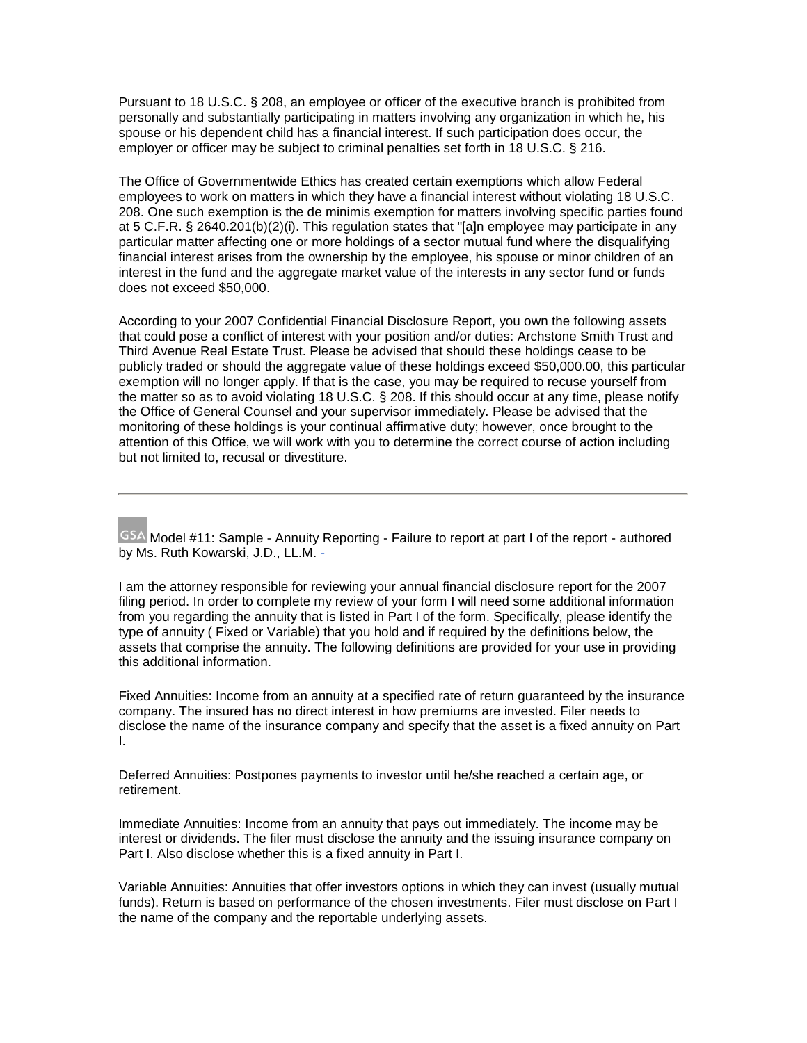Pursuant to 18 U.S.C. § 208, an employee or officer of the executive branch is prohibited from personally and substantially participating in matters involving any organization in which he, his spouse or his dependent child has a financial interest. If such participation does occur, the employer or officer may be subject to criminal penalties set forth in 18 U.S.C. § 216.

The Office of Governmentwide Ethics has created certain exemptions which allow Federal employees to work on matters in which they have a financial interest without violating 18 U.S.C. 208. One such exemption is the de minimis exemption for matters involving specific parties found at 5 C.F.R. § 2640.201(b)(2)(i). This regulation states that "[a]n employee may participate in any particular matter affecting one or more holdings of a sector mutual fund where the disqualifying financial interest arises from the ownership by the employee, his spouse or minor children of an interest in the fund and the aggregate market value of the interests in any sector fund or funds does not exceed $50,000.

According to your 2007 Confidential Financial Disclosure Report, you own the following assets that could pose a conflict of interest with your position and/or duties: Archstone Smith Trust and Third Avenue Real Estate Trust. Please be advised that should these holdings cease to be publicly traded or should the aggregate value of these holdings exceed $50,000.00, this particular exemption will no longer apply. If that is the case, you may be required to recuse yourself from the matter so as to avoid violating 18 U.S.C. § 208. If this should occur at any time, please notify the Office of General Counsel and your supervisor immediately. Please be advised that the monitoring of these holdings is your continual affirmative duty; however, once brought to the attention of this Office, we will work with you to determine the correct course of action including but not limited to, recusal or divestiture.

---

GSA Model #11: Sample - Annuity Reporting - Failure to report at part I of the report - authored by Ms. Ruth Kowarski, J.D., LL.M. -

I am the attorney responsible for reviewing your annual financial disclosure report for the 2007 filing period. In order to complete my review of your form I will need some additional information from you regarding the annuity that is listed in Part I of the form. Specifically, please identify the type of annuity ( Fixed or Variable) that you hold and if required by the definitions below, the assets that comprise the annuity. The following definitions are provided for your use in providing this additional information.

Fixed Annuities: Income from an annuity at a specified rate of return guaranteed by the insurance company. The insured has no direct interest in how premiums are invested. Filer needs to disclose the name of the insurance company and specify that the asset is a fixed annuity on Part I.

Deferred Annuities: Postpones payments to investor until he/she reached a certain age, or retirement.

Immediate Annuities: Income from an annuity that pays out immediately. The income may be interest or dividends. The filer must disclose the annuity and the issuing insurance company on Part I. Also disclose whether this is a fixed annuity in Part I.

Variable Annuities: Annuities that offer investors options in which they can invest (usually mutual funds). Return is based on performance of the chosen investments. Filer must disclose on Part I the name of the company and the reportable underlying assets.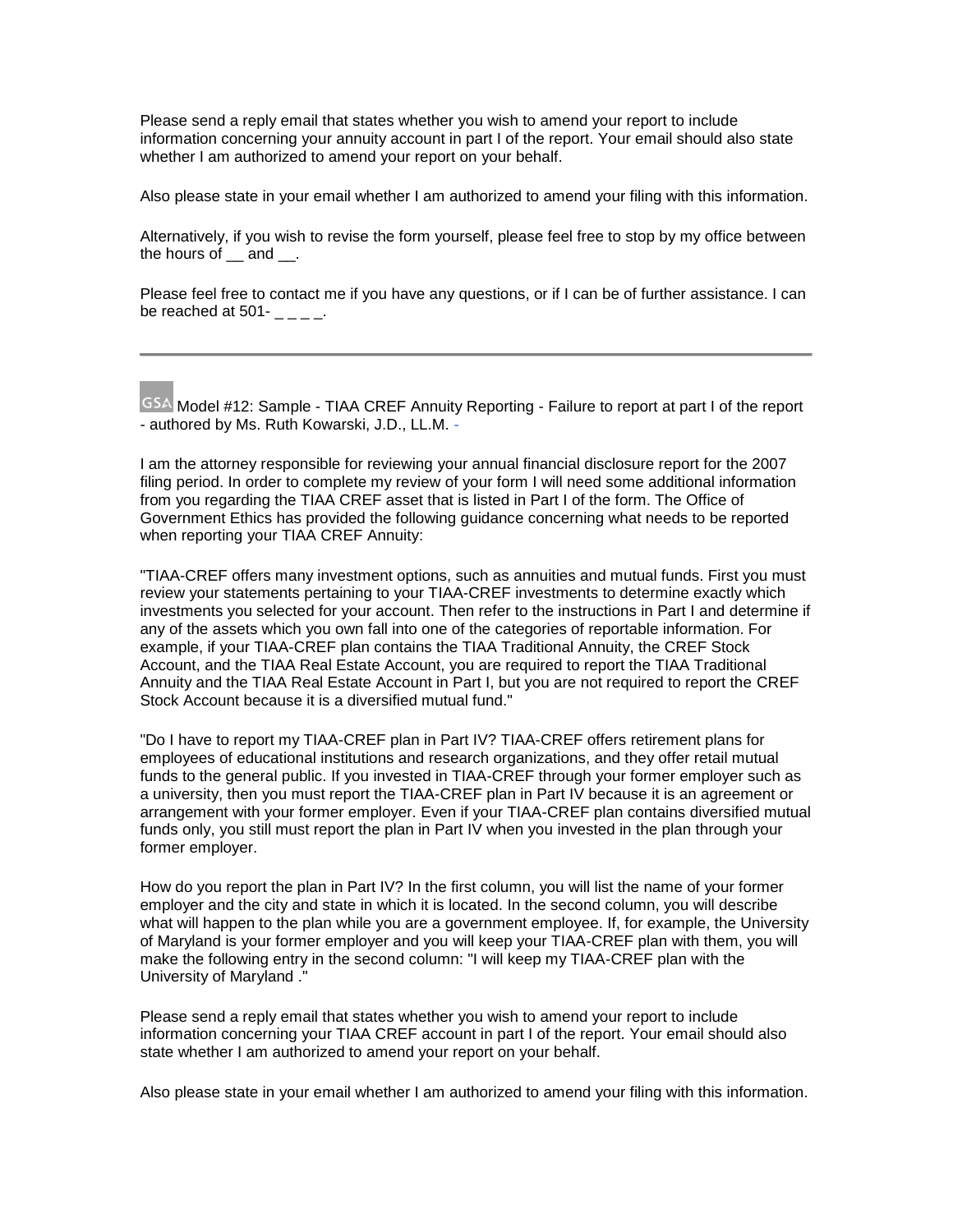Please send a reply email that states whether you wish to amend your report to include information concerning your annuity account in part I of the report. Your email should also state whether I am authorized to amend your report on your behalf.

Also please state in your email whether I am authorized to amend your filing with this information.

Alternatively, if you wish to revise the form yourself, please feel free to stop by my office between the hours of __ and __.

Please feel free to contact me if you have any questions, or if I can be of further assistance. I can be reached at 501- _ _ _ _.

---

GSA Model #12: Sample - TIAA CREF Annuity Reporting - Failure to report at part I of the report - authored by Ms. Ruth Kowarski, J.D., LL.M. -

I am the attorney responsible for reviewing your annual financial disclosure report for the 2007 filing period. In order to complete my review of your form I will need some additional information from you regarding the TIAA CREF asset that is listed in Part I of the form. The Office of Government Ethics has provided the following guidance concerning what needs to be reported when reporting your TIAA CREF Annuity:

"TIAA-CREF offers many investment options, such as annuities and mutual funds. First you must review your statements pertaining to your TIAA-CREF investments to determine exactly which investments you selected for your account. Then refer to the instructions in Part I and determine if any of the assets which you own fall into one of the categories of reportable information. For example, if your TIAA-CREF plan contains the TIAA Traditional Annuity, the CREF Stock Account, and the TIAA Real Estate Account, you are required to report the TIAA Traditional Annuity and the TIAA Real Estate Account in Part I, but you are not required to report the CREF Stock Account because it is a diversified mutual fund."

"Do I have to report my TIAA-CREF plan in Part IV? TIAA-CREF offers retirement plans for employees of educational institutions and research organizations, and they offer retail mutual funds to the general public. If you invested in TIAA-CREF through your former employer such as a university, then you must report the TIAA-CREF plan in Part IV because it is an agreement or arrangement with your former employer. Even if your TIAA-CREF plan contains diversified mutual funds only, you still must report the plan in Part IV when you invested in the plan through your former employer.

How do you report the plan in Part IV? In the first column, you will list the name of your former employer and the city and state in which it is located. In the second column, you will describe what will happen to the plan while you are a government employee. If, for example, the University of Maryland is your former employer and you will keep your TIAA-CREF plan with them, you will make the following entry in the second column: "I will keep my TIAA-CREF plan with the University of Maryland ."

Please send a reply email that states whether you wish to amend your report to include information concerning your TIAA CREF account in part I of the report. Your email should also state whether I am authorized to amend your report on your behalf.

Also please state in your email whether I am authorized to amend your filing with this information.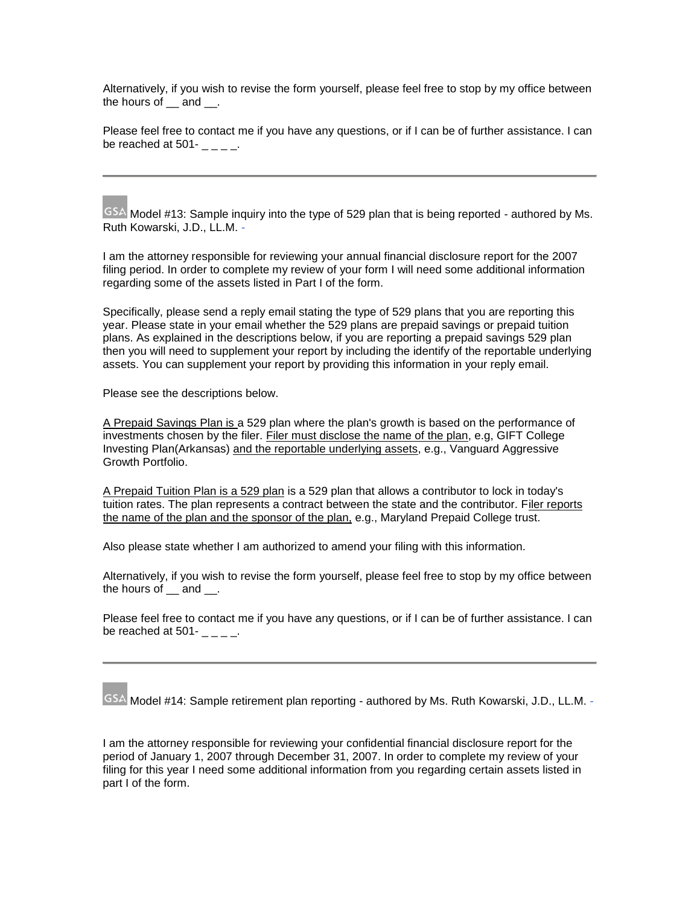Alternatively, if you wish to revise the form yourself, please feel free to stop by my office between the hours of __ and __.

Please feel free to contact me if you have any questions, or if I can be of further assistance. I can be reached at 501- _ _ _ _.

---

GSA Model #13: Sample inquiry into the type of 529 plan that is being reported - authored by Ms. Ruth Kowarski, J.D., LL.M. -

I am the attorney responsible for reviewing your annual financial disclosure report for the 2007 filing period. In order to complete my review of your form I will need some additional information regarding some of the assets listed in Part I of the form.

Specifically, please send a reply email stating the type of 529 plans that you are reporting this year. Please state in your email whether the 529 plans are prepaid savings or prepaid tuition plans. As explained in the descriptions below, if you are reporting a prepaid savings 529 plan then you will need to supplement your report by including the identify of the reportable underlying assets. You can supplement your report by providing this information in your reply email.

Please see the descriptions below.

A Prepaid Savings Plan is a 529 plan where the plan's growth is based on the performance of investments chosen by the filer. Filer must disclose the name of the plan, e.g, GIFT College Investing Plan(Arkansas) and the reportable underlying assets, e.g., Vanguard Aggressive Growth Portfolio.

A Prepaid Tuition Plan is a 529 plan is a 529 plan that allows a contributor to lock in today's tuition rates. The plan represents a contract between the state and the contributor. Filer reports the name of the plan and the sponsor of the plan, e.g., Maryland Prepaid College trust.

Also please state whether I am authorized to amend your filing with this information.

Alternatively, if you wish to revise the form yourself, please feel free to stop by my office between the hours of __ and __.

Please feel free to contact me if you have any questions, or if I can be of further assistance. I can be reached at 501- _ _ _ _.

---

GSA Model #14: Sample retirement plan reporting - authored by Ms. Ruth Kowarski, J.D., LL.M. -

I am the attorney responsible for reviewing your confidential financial disclosure report for the period of January 1, 2007 through December 31, 2007. In order to complete my review of your filing for this year I need some additional information from you regarding certain assets listed in part I of the form.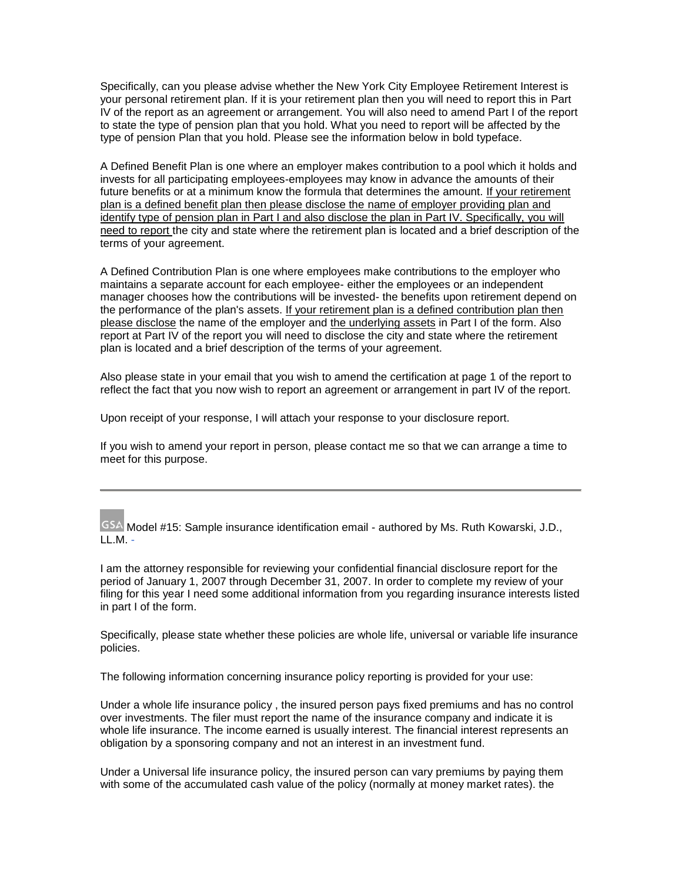Specifically, can you please advise whether the New York City Employee Retirement Interest is your personal retirement plan. If it is your retirement plan then you will need to report this in Part IV of the report as an agreement or arrangement. You will also need to amend Part I of the report to state the type of pension plan that you hold. What you need to report will be affected by the type of pension Plan that you hold. Please see the information below in bold typeface.

A Defined Benefit Plan is one where an employer makes contribution to a pool which it holds and invests for all participating employees-employees may know in advance the amounts of their future benefits or at a minimum know the formula that determines the amount. <u>If your retirement plan is a defined benefit plan then please disclose the name of employer providing plan and identify type of pension plan in Part I and also disclose the plan in Part IV. Specifically, you will need to report</u> the city and state where the retirement plan is located and a brief description of the terms of your agreement.

A Defined Contribution Plan is one where employees make contributions to the employer who maintains a separate account for each employee- either the employees or an independent manager chooses how the contributions will be invested- the benefits upon retirement depend on the performance of the plan's assets. <u>If your retirement plan is a defined contribution plan then please disclose</u> the name of the employer and <u>the underlying assets</u> in Part I of the form. Also report at Part IV of the report you will need to disclose the city and state where the retirement plan is located and a brief description of the terms of your agreement.

Also please state in your email that you wish to amend the certification at page 1 of the report to reflect the fact that you now wish to report an agreement or arrangement in part IV of the report.

Upon receipt of your response, I will attach your response to your disclosure report.

If you wish to amend your report in person, please contact me so that we can arrange a time to meet for this purpose.

---

GSA Model #15: Sample insurance identification email - authored by Ms. Ruth Kowarski, J.D., LL.M. -

I am the attorney responsible for reviewing your confidential financial disclosure report for the period of January 1, 2007 through December 31, 2007. In order to complete my review of your filing for this year I need some additional information from you regarding insurance interests listed in part I of the form.

Specifically, please state whether these policies are whole life, universal or variable life insurance policies.

The following information concerning insurance policy reporting is provided for your use:

Under a whole life insurance policy , the insured person pays fixed premiums and has no control over investments. The filer must report the name of the insurance company and indicate it is whole life insurance. The income earned is usually interest. The financial interest represents an obligation by a sponsoring company and not an interest in an investment fund.

Under a Universal life insurance policy, the insured person can vary premiums by paying them with some of the accumulated cash value of the policy (normally at money market rates). the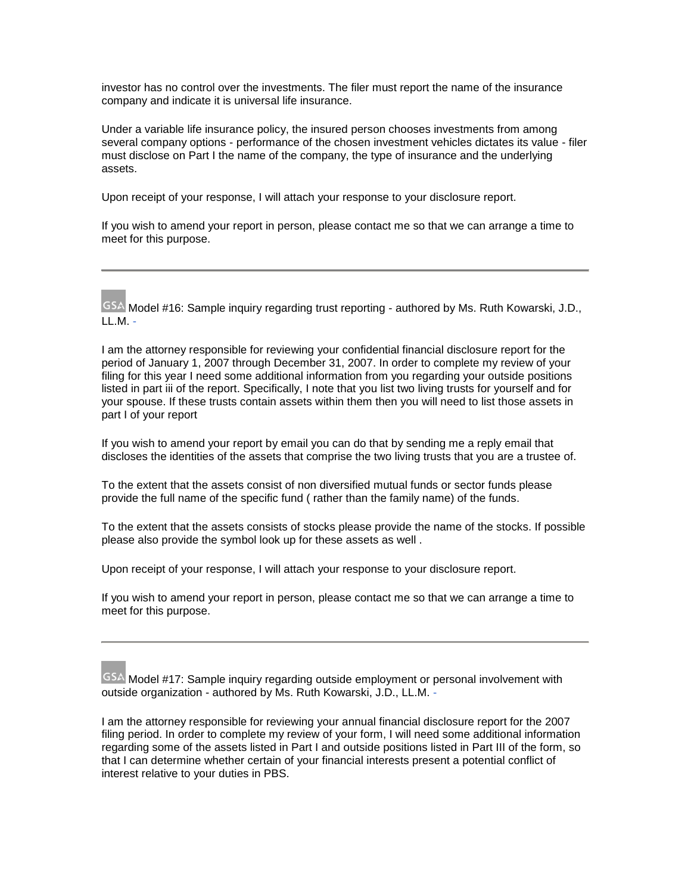investor has no control over the investments. The filer must report the name of the insurance company and indicate it is universal life insurance.

Under a variable life insurance policy, the insured person chooses investments from among several company options - performance of the chosen investment vehicles dictates its value - filer must disclose on Part I the name of the company, the type of insurance and the underlying assets.

Upon receipt of your response, I will attach your response to your disclosure report.

If you wish to amend your report in person, please contact me so that we can arrange a time to meet for this purpose.

---

GSA Model #16: Sample inquiry regarding trust reporting - authored by Ms. Ruth Kowarski, J.D., LL.M. -

I am the attorney responsible for reviewing your confidential financial disclosure report for the period of January 1, 2007 through December 31, 2007. In order to complete my review of your filing for this year I need some additional information from you regarding your outside positions listed in part iii of the report. Specifically, I note that you list two living trusts for yourself and for your spouse. If these trusts contain assets within them then you will need to list those assets in part I of your report

If you wish to amend your report by email you can do that by sending me a reply email that discloses the identities of the assets that comprise the two living trusts that you are a trustee of.

To the extent that the assets consist of non diversified mutual funds or sector funds please provide the full name of the specific fund ( rather than the family name) of the funds.

To the extent that the assets consists of stocks please provide the name of the stocks. If possible please also provide the symbol look up for these assets as well .

Upon receipt of your response, I will attach your response to your disclosure report.

If you wish to amend your report in person, please contact me so that we can arrange a time to meet for this purpose.

---

GSA Model #17: Sample inquiry regarding outside employment or personal involvement with outside organization - authored by Ms. Ruth Kowarski, J.D., LL.M. -

I am the attorney responsible for reviewing your annual financial disclosure report for the 2007 filing period. In order to complete my review of your form, I will need some additional information regarding some of the assets listed in Part I and outside positions listed in Part III of the form, so that I can determine whether certain of your financial interests present a potential conflict of interest relative to your duties in PBS.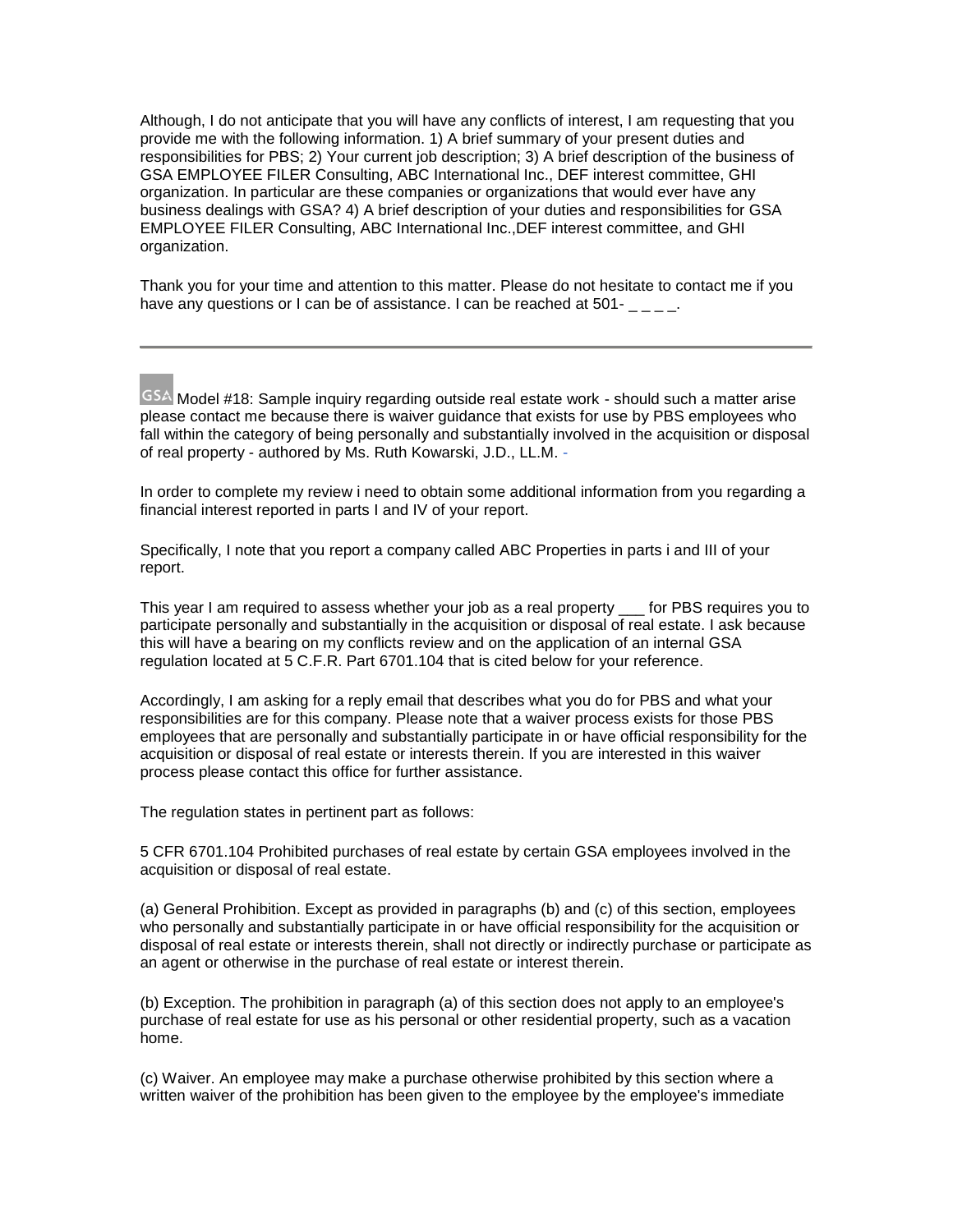Although, I do not anticipate that you will have any conflicts of interest, I am requesting that you provide me with the following information. 1) A brief summary of your present duties and responsibilities for PBS; 2) Your current job description; 3) A brief description of the business of GSA EMPLOYEE FILER Consulting, ABC International Inc., DEF interest committee, GHI organization. In particular are these companies or organizations that would ever have any business dealings with GSA? 4) A brief description of your duties and responsibilities for GSA EMPLOYEE FILER Consulting, ABC International Inc.,DEF interest committee, and GHI organization.

Thank you for your time and attention to this matter. Please do not hesitate to contact me if you have any questions or I can be of assistance. I can be reached at 501- _ _ _ _.

---

GSA Model #18: Sample inquiry regarding outside real estate work - should such a matter arise please contact me because there is waiver guidance that exists for use by PBS employees who fall within the category of being personally and substantially involved in the acquisition or disposal of real property - authored by Ms. Ruth Kowarski, J.D., LL.M. -

In order to complete my review i need to obtain some additional information from you regarding a financial interest reported in parts I and IV of your report.

Specifically, I note that you report a company called ABC Properties in parts i and III of your report.

This year I am required to assess whether your job as a real property ___ for PBS requires you to participate personally and substantially in the acquisition or disposal of real estate. I ask because this will have a bearing on my conflicts review and on the application of an internal GSA regulation located at 5 C.F.R. Part 6701.104 that is cited below for your reference.

Accordingly, I am asking for a reply email that describes what you do for PBS and what your responsibilities are for this company. Please note that a waiver process exists for those PBS employees that are personally and substantially participate in or have official responsibility for the acquisition or disposal of real estate or interests therein. If you are interested in this waiver process please contact this office for further assistance.

The regulation states in pertinent part as follows:

5 CFR 6701.104 Prohibited purchases of real estate by certain GSA employees involved in the acquisition or disposal of real estate.

(a) General Prohibition. Except as provided in paragraphs (b) and (c) of this section, employees who personally and substantially participate in or have official responsibility for the acquisition or disposal of real estate or interests therein, shall not directly or indirectly purchase or participate as an agent or otherwise in the purchase of real estate or interest therein.

(b) Exception. The prohibition in paragraph (a) of this section does not apply to an employee's purchase of real estate for use as his personal or other residential property, such as a vacation home.

(c) Waiver. An employee may make a purchase otherwise prohibited by this section where a written waiver of the prohibition has been given to the employee by the employee's immediate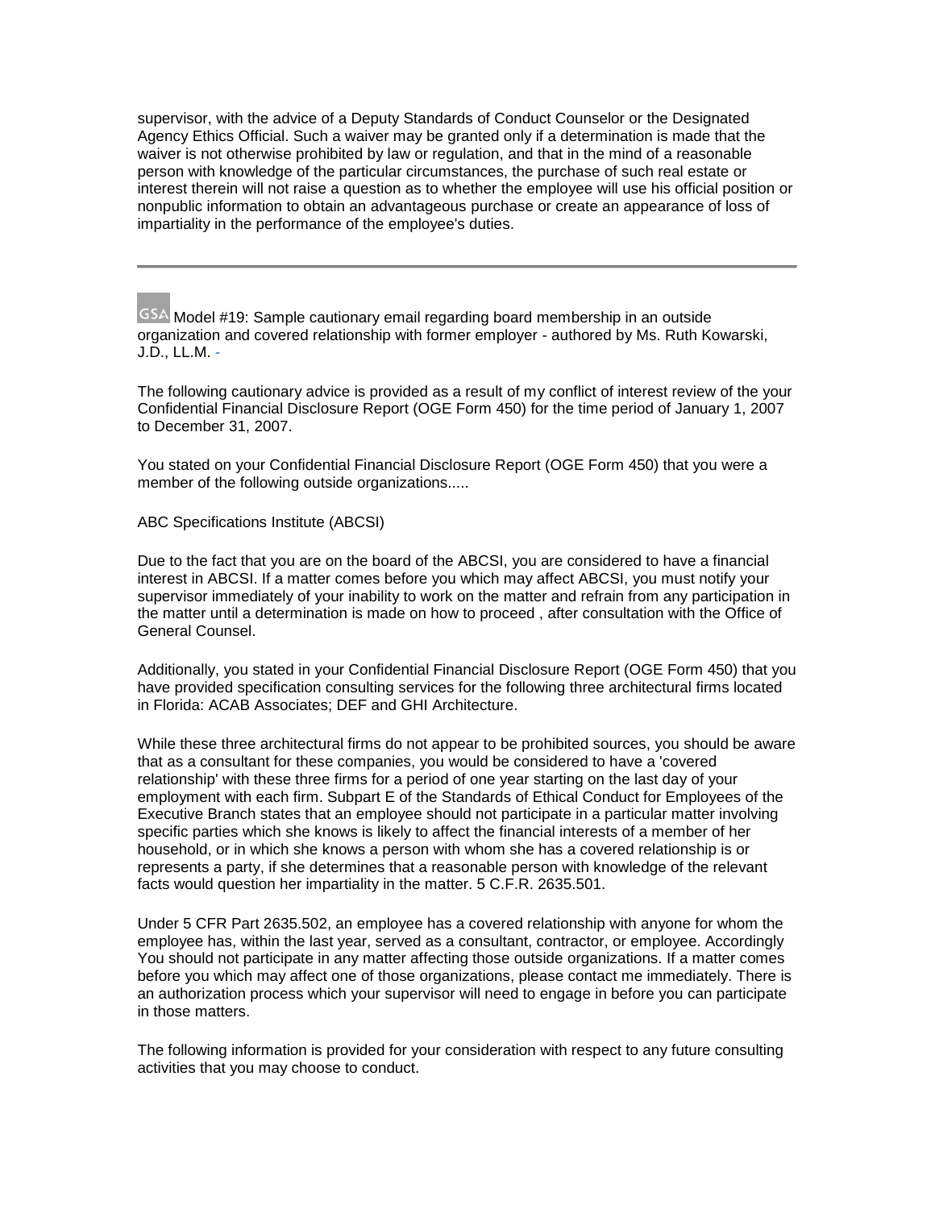supervisor, with the advice of a Deputy Standards of Conduct Counselor or the Designated Agency Ethics Official. Such a waiver may be granted only if a determination is made that the waiver is not otherwise prohibited by law or regulation, and that in the mind of a reasonable person with knowledge of the particular circumstances, the purchase of such real estate or interest therein will not raise a question as to whether the employee will use his official position or nonpublic information to obtain an advantageous purchase or create an appearance of loss of impartiality in the performance of the employee's duties.

---

GSA Model #19: Sample cautionary email regarding board membership in an outside organization and covered relationship with former employer - authored by Ms. Ruth Kowarski, J.D., LL.M. -

The following cautionary advice is provided as a result of my conflict of interest review of the your Confidential Financial Disclosure Report (OGE Form 450) for the time period of January 1, 2007 to December 31, 2007.

You stated on your Confidential Financial Disclosure Report (OGE Form 450) that you were a member of the following outside organizations.....

ABC Specifications Institute (ABCSI)

Due to the fact that you are on the board of the ABCSI, you are considered to have a financial interest in ABCSI. If a matter comes before you which may affect ABCSI, you must notify your supervisor immediately of your inability to work on the matter and refrain from any participation in the matter until a determination is made on how to proceed , after consultation with the Office of General Counsel.

Additionally, you stated in your Confidential Financial Disclosure Report (OGE Form 450) that you have provided specification consulting services for the following three architectural firms located in Florida: ACAB Associates; DEF and GHI Architecture.

While these three architectural firms do not appear to be prohibited sources, you should be aware that as a consultant for these companies, you would be considered to have a 'covered relationship' with these three firms for a period of one year starting on the last day of your employment with each firm. Subpart E of the Standards of Ethical Conduct for Employees of the Executive Branch states that an employee should not participate in a particular matter involving specific parties which she knows is likely to affect the financial interests of a member of her household, or in which she knows a person with whom she has a covered relationship is or represents a party, if she determines that a reasonable person with knowledge of the relevant facts would question her impartiality in the matter. 5 C.F.R. 2635.501.

Under 5 CFR Part 2635.502, an employee has a covered relationship with anyone for whom the employee has, within the last year, served as a consultant, contractor, or employee. Accordingly You should not participate in any matter affecting those outside organizations. If a matter comes before you which may affect one of those organizations, please contact me immediately. There is an authorization process which your supervisor will need to engage in before you can participate in those matters.

The following information is provided for your consideration with respect to any future consulting activities that you may choose to conduct.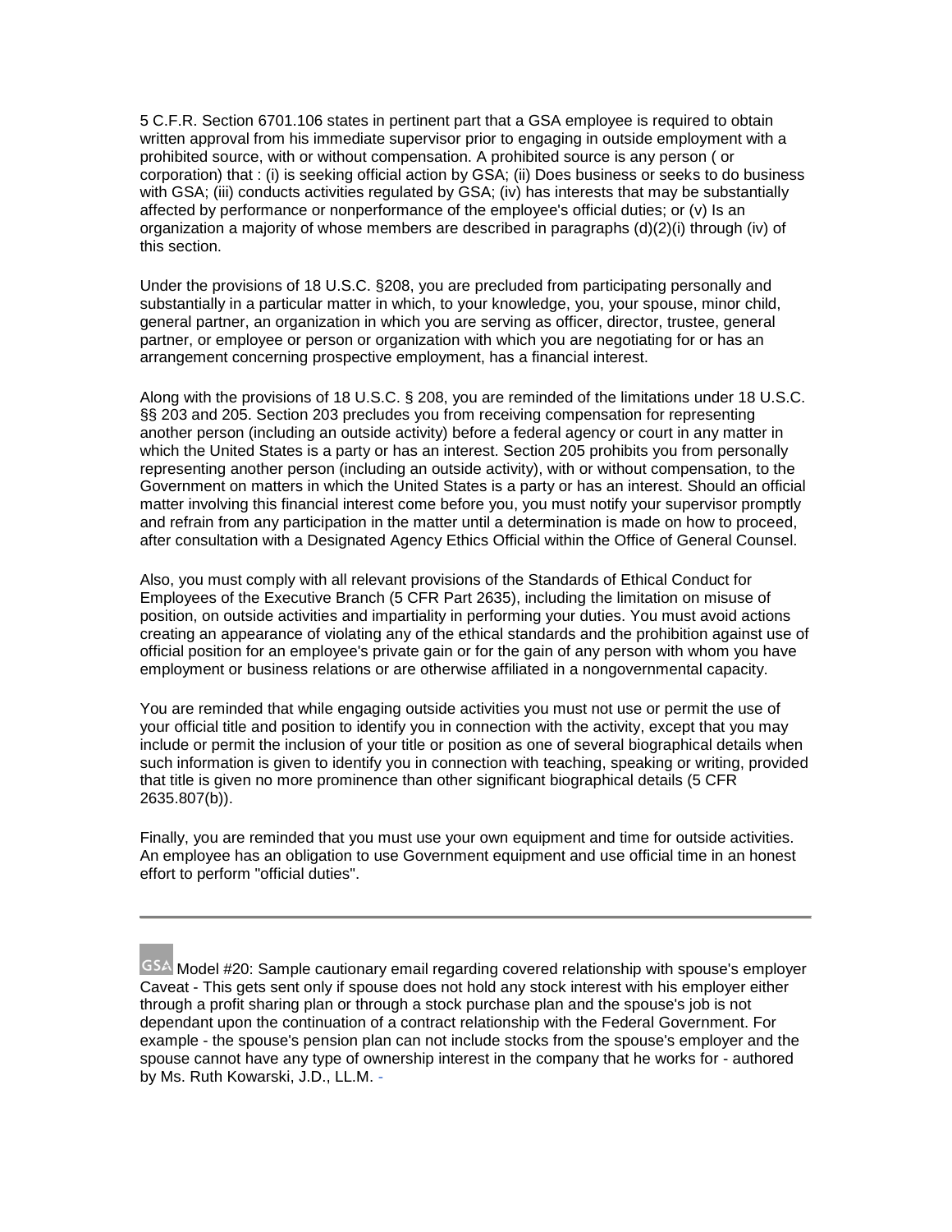5 C.F.R. Section 6701.106 states in pertinent part that a GSA employee is required to obtain written approval from his immediate supervisor prior to engaging in outside employment with a prohibited source, with or without compensation. A prohibited source is any person ( or corporation) that : (i) is seeking official action by GSA; (ii) Does business or seeks to do business with GSA; (iii) conducts activities regulated by GSA; (iv) has interests that may be substantially affected by performance or nonperformance of the employee's official duties; or (v) Is an organization a majority of whose members are described in paragraphs (d)(2)(i) through (iv) of this section.

Under the provisions of 18 U.S.C. §208, you are precluded from participating personally and substantially in a particular matter in which, to your knowledge, you, your spouse, minor child, general partner, an organization in which you are serving as officer, director, trustee, general partner, or employee or person or organization with which you are negotiating for or has an arrangement concerning prospective employment, has a financial interest.

Along with the provisions of 18 U.S.C. § 208, you are reminded of the limitations under 18 U.S.C. §§ 203 and 205. Section 203 precludes you from receiving compensation for representing another person (including an outside activity) before a federal agency or court in any matter in which the United States is a party or has an interest. Section 205 prohibits you from personally representing another person (including an outside activity), with or without compensation, to the Government on matters in which the United States is a party or has an interest. Should an official matter involving this financial interest come before you, you must notify your supervisor promptly and refrain from any participation in the matter until a determination is made on how to proceed, after consultation with a Designated Agency Ethics Official within the Office of General Counsel.

Also, you must comply with all relevant provisions of the Standards of Ethical Conduct for Employees of the Executive Branch (5 CFR Part 2635), including the limitation on misuse of position, on outside activities and impartiality in performing your duties. You must avoid actions creating an appearance of violating any of the ethical standards and the prohibition against use of official position for an employee's private gain or for the gain of any person with whom you have employment or business relations or are otherwise affiliated in a nongovernmental capacity.

You are reminded that while engaging outside activities you must not use or permit the use of your official title and position to identify you in connection with the activity, except that you may include or permit the inclusion of your title or position as one of several biographical details when such information is given to identify you in connection with teaching, speaking or writing, provided that title is given no more prominence than other significant biographical details (5 CFR 2635.807(b)).

Finally, you are reminded that you must use your own equipment and time for outside activities. An employee has an obligation to use Government equipment and use official time in an honest effort to perform "official duties".

---

GSA Model #20: Sample cautionary email regarding covered relationship with spouse's employer Caveat - This gets sent only if spouse does not hold any stock interest with his employer either through a profit sharing plan or through a stock purchase plan and the spouse's job is not dependant upon the continuation of a contract relationship with the Federal Government. For example - the spouse's pension plan can not include stocks from the spouse's employer and the spouse cannot have any type of ownership interest in the company that he works for - authored by Ms. Ruth Kowarski, J.D., LL.M. -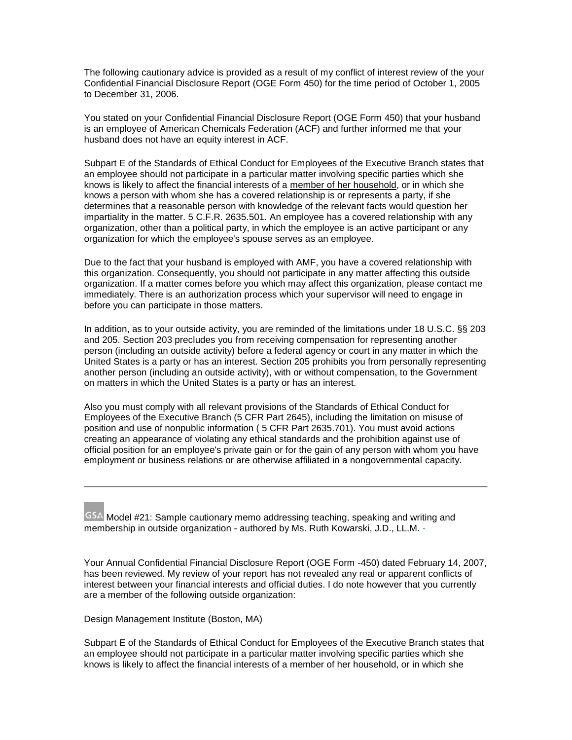The following cautionary advice is provided as a result of my conflict of interest review of the your Confidential Financial Disclosure Report (OGE Form 450) for the time period of October 1, 2005 to December 31, 2006.

You stated on your Confidential Financial Disclosure Report (OGE Form 450) that your husband is an employee of American Chemicals Federation (ACF) and further informed me that your husband does not have an equity interest in ACF.

Subpart E of the Standards of Ethical Conduct for Employees of the Executive Branch states that an employee should not participate in a particular matter involving specific parties which she knows is likely to affect the financial interests of a member of her household, or in which she knows a person with whom she has a covered relationship is or represents a party, if she determines that a reasonable person with knowledge of the relevant facts would question her impartiality in the matter. 5 C.F.R. 2635.501. An employee has a covered relationship with any organization, other than a political party, in which the employee is an active participant or any organization for which the employee's spouse serves as an employee.

Due to the fact that your husband is employed with AMF, you have a covered relationship with this organization. Consequently, you should not participate in any matter affecting this outside organization. If a matter comes before you which may affect this organization, please contact me immediately. There is an authorization process which your supervisor will need to engage in before you can participate in those matters.

In addition, as to your outside activity, you are reminded of the limitations under 18 U.S.C. §§ 203 and 205. Section 203 precludes you from receiving compensation for representing another person (including an outside activity) before a federal agency or court in any matter in which the United States is a party or has an interest. Section 205 prohibits you from personally representing another person (including an outside activity), with or without compensation, to the Government on matters in which the United States is a party or has an interest.

Also you must comply with all relevant provisions of the Standards of Ethical Conduct for Employees of the Executive Branch (5 CFR Part 2645), including the limitation on misuse of position and use of nonpublic information ( 5 CFR Part 2635.701). You must avoid actions creating an appearance of violating any ethical standards and the prohibition against use of official position for an employee's private gain or for the gain of any person with whom you have employment or business relations or are otherwise affiliated in a nongovernmental capacity.

---

GSA Model #21: Sample cautionary memo addressing teaching, speaking and writing and membership in outside organization - authored by Ms. Ruth Kowarski, J.D., LL.M. -

Your Annual Confidential Financial Disclosure Report (OGE Form -450) dated February 14, 2007, has been reviewed. My review of your report has not revealed any real or apparent conflicts of interest between your financial interests and official duties. I do note however that you currently are a member of the following outside organization:

Design Management Institute (Boston, MA)

Subpart E of the Standards of Ethical Conduct for Employees of the Executive Branch states that an employee should not participate in a particular matter involving specific parties which she knows is likely to affect the financial interests of a member of her household, or in which she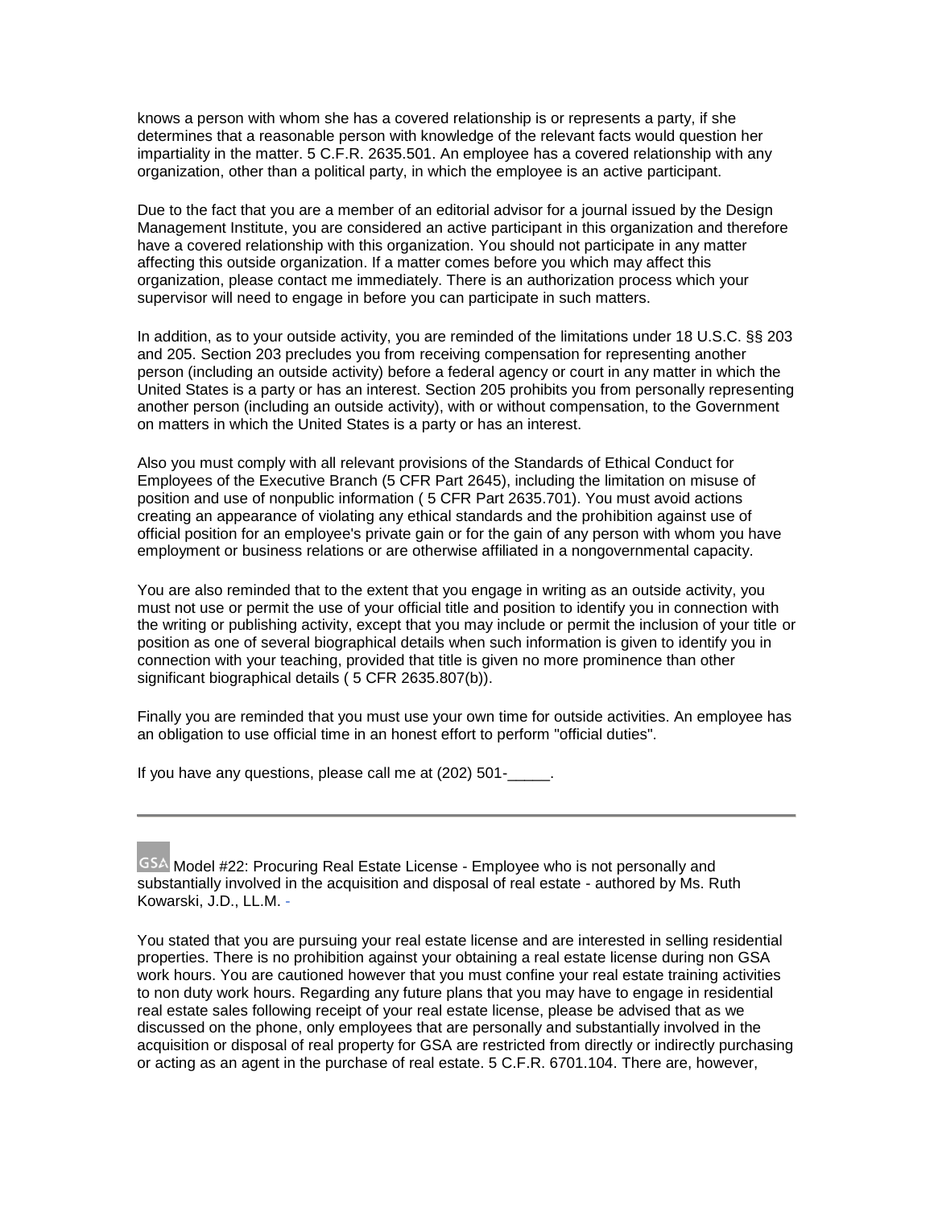knows a person with whom she has a covered relationship is or represents a party, if she determines that a reasonable person with knowledge of the relevant facts would question her impartiality in the matter. 5 C.F.R. 2635.501. An employee has a covered relationship with any organization, other than a political party, in which the employee is an active participant.

Due to the fact that you are a member of an editorial advisor for a journal issued by the Design Management Institute, you are considered an active participant in this organization and therefore have a covered relationship with this organization. You should not participate in any matter affecting this outside organization. If a matter comes before you which may affect this organization, please contact me immediately. There is an authorization process which your supervisor will need to engage in before you can participate in such matters.

In addition, as to your outside activity, you are reminded of the limitations under 18 U.S.C. §§ 203 and 205. Section 203 precludes you from receiving compensation for representing another person (including an outside activity) before a federal agency or court in any matter in which the United States is a party or has an interest. Section 205 prohibits you from personally representing another person (including an outside activity), with or without compensation, to the Government on matters in which the United States is a party or has an interest.

Also you must comply with all relevant provisions of the Standards of Ethical Conduct for Employees of the Executive Branch (5 CFR Part 2645), including the limitation on misuse of position and use of nonpublic information ( 5 CFR Part 2635.701). You must avoid actions creating an appearance of violating any ethical standards and the prohibition against use of official position for an employee's private gain or for the gain of any person with whom you have employment or business relations or are otherwise affiliated in a nongovernmental capacity.

You are also reminded that to the extent that you engage in writing as an outside activity, you must not use or permit the use of your official title and position to identify you in connection with the writing or publishing activity, except that you may include or permit the inclusion of your title or position as one of several biographical details when such information is given to identify you in connection with your teaching, provided that title is given no more prominence than other significant biographical details ( 5 CFR 2635.807(b)).

Finally you are reminded that you must use your own time for outside activities. An employee has an obligation to use official time in an honest effort to perform "official duties".

If you have any questions, please call me at (202) 501-_____.

---

GSA Model #22: Procuring Real Estate License - Employee who is not personally and substantially involved in the acquisition and disposal of real estate - authored by Ms. Ruth Kowarski, J.D., LL.M. -

You stated that you are pursuing your real estate license and are interested in selling residential properties. There is no prohibition against your obtaining a real estate license during non GSA work hours. You are cautioned however that you must confine your real estate training activities to non duty work hours. Regarding any future plans that you may have to engage in residential real estate sales following receipt of your real estate license, please be advised that as we discussed on the phone, only employees that are personally and substantially involved in the acquisition or disposal of real property for GSA are restricted from directly or indirectly purchasing or acting as an agent in the purchase of real estate. 5 C.F.R. 6701.104. There are, however,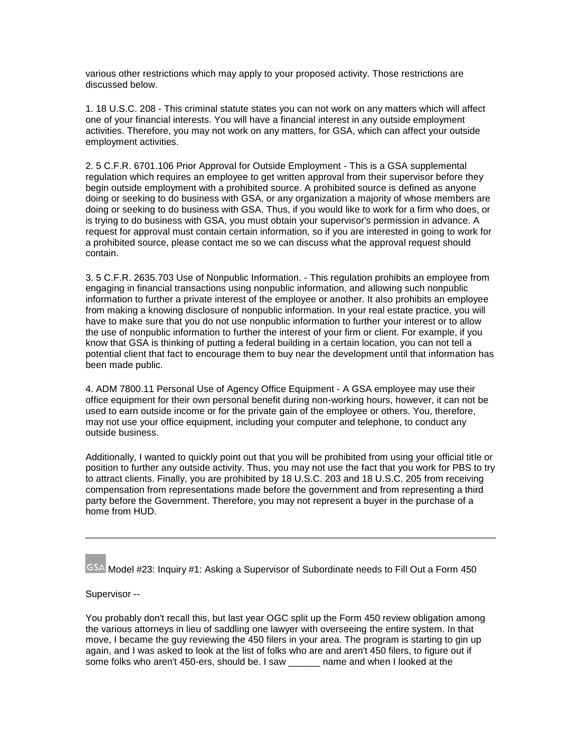various other restrictions which may apply to your proposed activity. Those restrictions are discussed below.

1. 18 U.S.C. 208 - This criminal statute states you can not work on any matters which will affect one of your financial interests. You will have a financial interest in any outside employment activities. Therefore, you may not work on any matters, for GSA, which can affect your outside employment activities.

2. 5 C.F.R. 6701.106 Prior Approval for Outside Employment - This is a GSA supplemental regulation which requires an employee to get written approval from their supervisor before they begin outside employment with a prohibited source. A prohibited source is defined as anyone doing or seeking to do business with GSA, or any organization a majority of whose members are doing or seeking to do business with GSA. Thus, if you would like to work for a firm who does, or is trying to do business with GSA, you must obtain your supervisor's permission in advance. A request for approval must contain certain information, so if you are interested in going to work for a prohibited source, please contact me so we can discuss what the approval request should contain.

3. 5 C.F.R. 2635.703 Use of Nonpublic Information. - This regulation prohibits an employee from engaging in financial transactions using nonpublic information, and allowing such nonpublic information to further a private interest of the employee or another. It also prohibits an employee from making a knowing disclosure of nonpublic information. In your real estate practice, you will have to make sure that you do not use nonpublic information to further your interest or to allow the use of nonpublic information to further the interest of your firm or client. For example, if you know that GSA is thinking of putting a federal building in a certain location, you can not tell a potential client that fact to encourage them to buy near the development until that information has been made public.

4. ADM 7800.11 Personal Use of Agency Office Equipment - A GSA employee may use their office equipment for their own personal benefit during non-working hours, however, it can not be used to earn outside income or for the private gain of the employee or others. You, therefore, may not use your office equipment, including your computer and telephone, to conduct any outside business.

Additionally, I wanted to quickly point out that you will be prohibited from using your official title or position to further any outside activity. Thus, you may not use the fact that you work for PBS to try to attract clients. Finally, you are prohibited by 18 U.S.C. 203 and 18 U.S.C. 205 from receiving compensation from representations made before the government and from representing a third party before the Government. Therefore, you may not represent a buyer in the purchase of a home from HUD.

---

## Model #23: Inquiry #1: Asking a Supervisor of Subordinate needs to Fill Out a Form 450

Supervisor --

You probably don't recall this, but last year OGC split up the Form 450 review obligation among the various attorneys in lieu of saddling one lawyer with overseeing the entire system. In that move, I became the guy reviewing the 450 filers in your area. The program is starting to gin up again, and I was asked to look at the list of folks who are and aren't 450 filers, to figure out if some folks who aren't 450-ers, should be. I saw ______ name and when I looked at the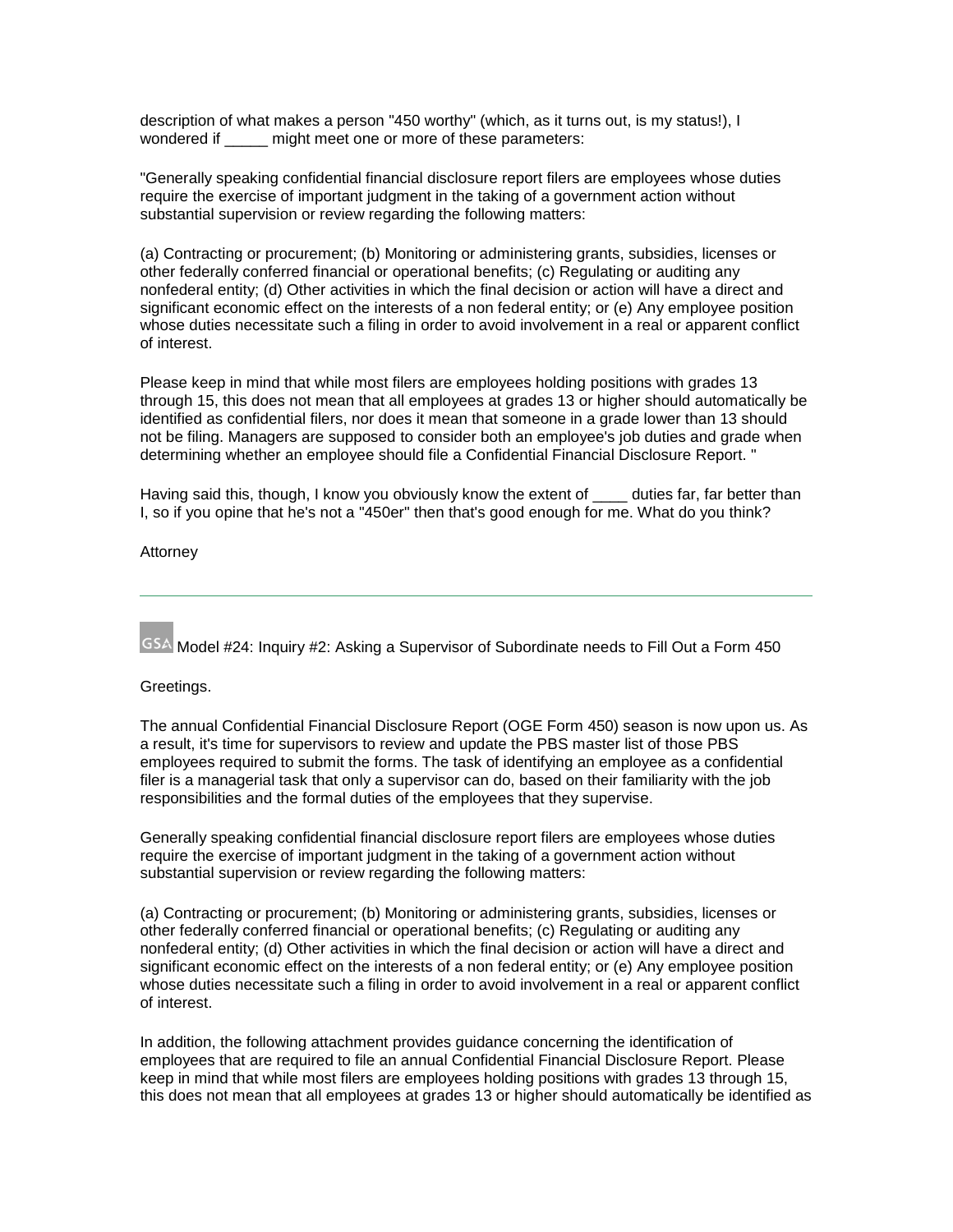description of what makes a person "450 worthy" (which, as it turns out, is my status!), I wondered if _____ might meet one or more of these parameters:

"Generally speaking confidential financial disclosure report filers are employees whose duties require the exercise of important judgment in the taking of a government action without substantial supervision or review regarding the following matters:

(a) Contracting or procurement; (b) Monitoring or administering grants, subsidies, licenses or other federally conferred financial or operational benefits; (c) Regulating or auditing any nonfederal entity; (d) Other activities in which the final decision or action will have a direct and significant economic effect on the interests of a non federal entity; or (e) Any employee position whose duties necessitate such a filing in order to avoid involvement in a real or apparent conflict of interest.

Please keep in mind that while most filers are employees holding positions with grades 13 through 15, this does not mean that all employees at grades 13 or higher should automatically be identified as confidential filers, nor does it mean that someone in a grade lower than 13 should not be filing. Managers are supposed to consider both an employee's job duties and grade when determining whether an employee should file a Confidential Financial Disclosure Report. "

Having said this, though, I know you obviously know the extent of ____ duties far, far better than I, so if you opine that he's not a "450er" then that's good enough for me. What do you think?

Attorney

---

GSA Model #24: Inquiry #2: Asking a Supervisor of Subordinate needs to Fill Out a Form 450

Greetings.

The annual Confidential Financial Disclosure Report (OGE Form 450) season is now upon us. As a result, it's time for supervisors to review and update the PBS master list of those PBS employees required to submit the forms. The task of identifying an employee as a confidential filer is a managerial task that only a supervisor can do, based on their familiarity with the job responsibilities and the formal duties of the employees that they supervise.

Generally speaking confidential financial disclosure report filers are employees whose duties require the exercise of important judgment in the taking of a government action without substantial supervision or review regarding the following matters:

(a) Contracting or procurement; (b) Monitoring or administering grants, subsidies, licenses or other federally conferred financial or operational benefits; (c) Regulating or auditing any nonfederal entity; (d) Other activities in which the final decision or action will have a direct and significant economic effect on the interests of a non federal entity; or (e) Any employee position whose duties necessitate such a filing in order to avoid involvement in a real or apparent conflict of interest.

In addition, the following attachment provides guidance concerning the identification of employees that are required to file an annual Confidential Financial Disclosure Report. Please keep in mind that while most filers are employees holding positions with grades 13 through 15, this does not mean that all employees at grades 13 or higher should automatically be identified as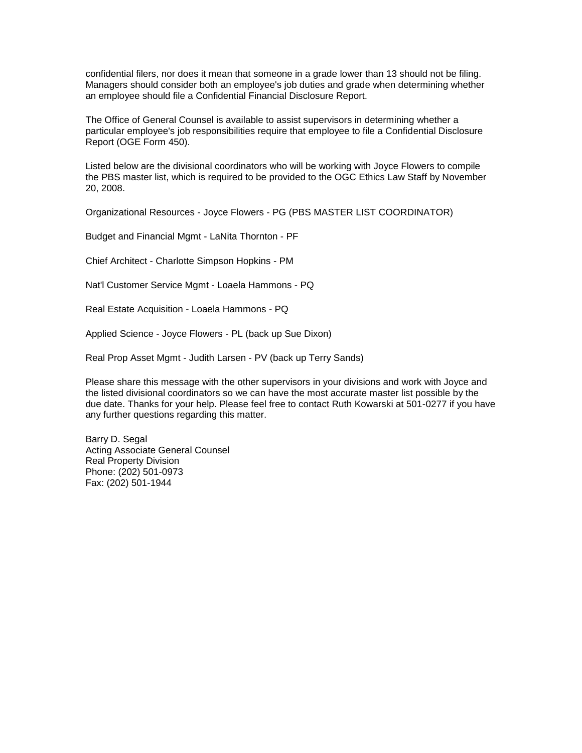confidential filers, nor does it mean that someone in a grade lower than 13 should not be filing. Managers should consider both an employee's job duties and grade when determining whether an employee should file a Confidential Financial Disclosure Report.

The Office of General Counsel is available to assist supervisors in determining whether a particular employee's job responsibilities require that employee to file a Confidential Disclosure Report (OGE Form 450).

Listed below are the divisional coordinators who will be working with Joyce Flowers to compile the PBS master list, which is required to be provided to the OGC Ethics Law Staff by November 20, 2008.

Organizational Resources - Joyce Flowers - PG (PBS MASTER LIST COORDINATOR)

Budget and Financial Mgmt - LaNita Thornton - PF

Chief Architect - Charlotte Simpson Hopkins - PM

Nat'l Customer Service Mgmt - Loaela Hammons - PQ

Real Estate Acquisition - Loaela Hammons - PQ

Applied Science - Joyce Flowers - PL (back up Sue Dixon)

Real Prop Asset Mgmt - Judith Larsen - PV (back up Terry Sands)

Please share this message with the other supervisors in your divisions and work with Joyce and the listed divisional coordinators so we can have the most accurate master list possible by the due date. Thanks for your help. Please feel free to contact Ruth Kowarski at 501-0277 if you have any further questions regarding this matter.

Barry D. Segal
Acting Associate General Counsel
Real Property Division
Phone: (202) 501-0973
Fax: (202) 501-1944